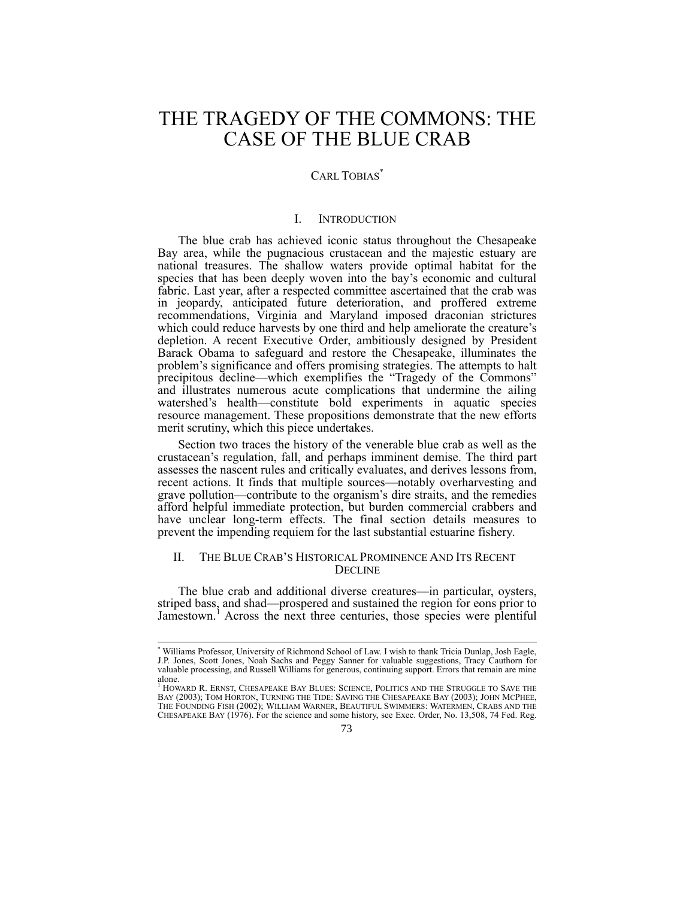# THE TRAGEDY OF THE COMMONS: THE CASE OF THE BLUE CRAB

CARL TOBIAS[*]

## I. INTRODUCTION

The blue crab has achieved iconic status throughout the Chesapeake Bay area, while the pugnacious crustacean and the majestic estuary are national treasures. The shallow waters provide optimal habitat for the species that has been deeply woven into the bay's economic and cultural fabric. Last year, after a respected committee ascertained that the crab was in jeopardy, anticipated future deterioration, and proffered extreme recommendations, Virginia and Maryland imposed draconian strictures which could reduce harvests by one third and help ameliorate the creature's depletion. A recent Executive Order, ambitiously designed by President Barack Obama to safeguard and restore the Chesapeake, illuminates the problem's significance and offers promising strategies. The attempts to halt precipitous decline—which exemplifies the "Tragedy of the Commons" and illustrates numerous acute complications that undermine the ailing watershed's health—constitute bold experiments in aquatic species resource management. These propositions demonstrate that the new efforts merit scrutiny, which this piece undertakes.

Section two traces the history of the venerable blue crab as well as the crustacean's regulation, fall, and perhaps imminent demise. The third part assesses the nascent rules and critically evaluates, and derives lessons from, recent actions. It finds that multiple sources—notably overharvesting and grave pollution—contribute to the organism's dire straits, and the remedies afford helpful immediate protection, but burden commercial crabbers and have unclear long-term effects. The final section details measures to prevent the impending requiem for the last substantial estuarine fishery.

## II. THE BLUE CRAB'S HISTORICAL PROMINENCE AND ITS RECENT DECLINE

The blue crab and additional diverse creatures—in particular, oysters, striped bass, and shad—prospered and sustained the region for eons prior to Jamestown.[1] Across the next three centuries, those species were plentiful

---

[*] Williams Professor, University of Richmond School of Law. I wish to thank Tricia Dunlap, Josh Eagle, J.P. Jones, Scott Jones, Noah Sachs and Peggy Sanner for valuable suggestions, Tracy Cauthorn for valuable processing, and Russell Williams for generous, continuing support. Errors that remain are mine alone.

[1] HOWARD R. ERNST, CHESAPEAKE BAY BLUES: SCIENCE, POLITICS AND THE STRUGGLE TO SAVE THE BAY (2003); TOM HORTON, TURNING THE TIDE: SAVING THE CHESAPEAKE BAY (2003); JOHN MCPHEE, THE FOUNDING FISH (2002); WILLIAM WARNER, BEAUTIFUL SWIMMERS: WATERMEN, CRABS AND THE CHESAPEAKE BAY (1976). For the science and some history, see Exec. Order, No. 13,508, 74 Fed. Reg.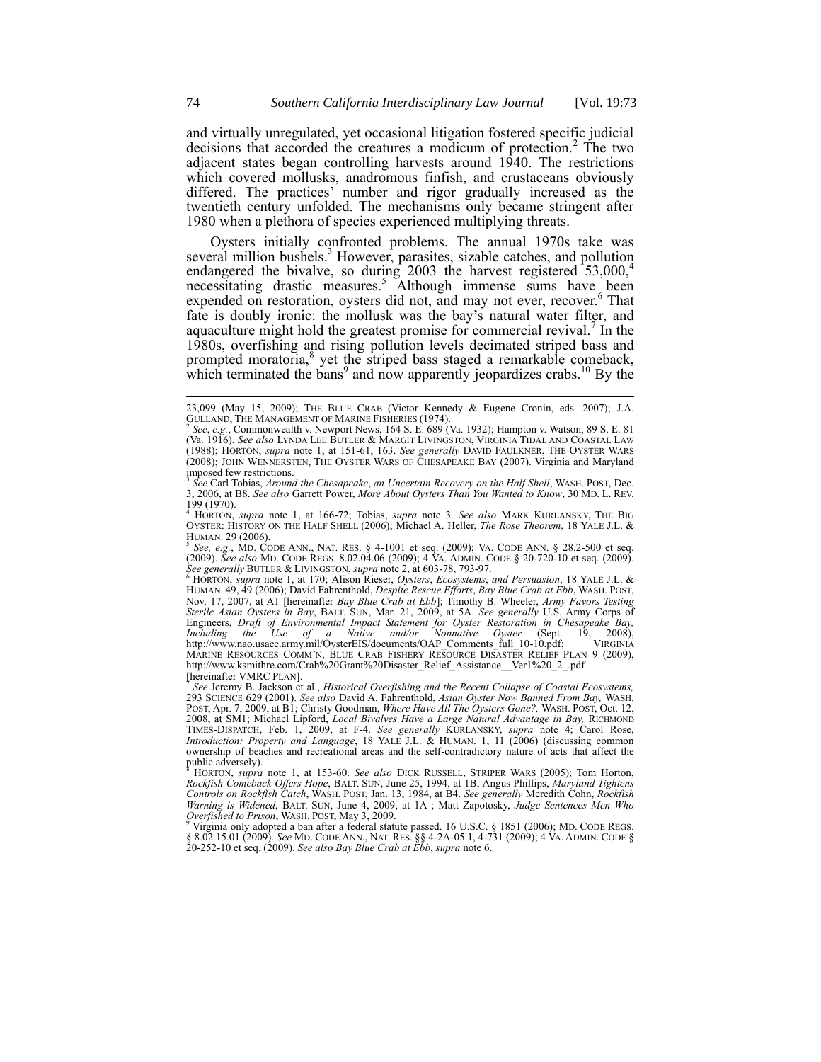and virtually unregulated, yet occasional litigation fostered specific judicial decisions that accorded the creatures a modicum of protection.[2] The two adjacent states began controlling harvests around 1940. The restrictions which covered mollusks, anadromous finfish, and crustaceans obviously differed. The practices' number and rigor gradually increased as the twentieth century unfolded. The mechanisms only became stringent after 1980 when a plethora of species experienced multiplying threats.

Oysters initially confronted problems. The annual 1970s take was several million bushels.[3] However, parasites, sizable catches, and pollution endangered the bivalve, so during 2003 the harvest registered 53,000,[4] necessitating drastic measures.[5] Although immense sums have been expended on restoration, oysters did not, and may not ever, recover.[6] That fate is doubly ironic: the mollusk was the bay's natural water filter, and aquaculture might hold the greatest promise for commercial revival.[7] In the 1980s, overfishing and rising pollution levels decimated striped bass and prompted moratoria,[8] yet the striped bass staged a remarkable comeback, which terminated the bans[9] and now apparently jeopardizes crabs.[10] By the

---

23,099 (May 15, 2009); THE BLUE CRAB (Victor Kennedy & Eugene Cronin, eds. 2007); J.A. GULLAND, THE MANAGEMENT OF MARINE FISHERIES (1974).

[2] *See*, *e.g.*, Commonwealth v. Newport News, 164 S. E. 689 (Va. 1932); Hampton v. Watson, 89 S. E. 81 (Va. 1916). *See also* LYNDA LEE BUTLER & MARGIT LIVINGSTON, VIRGINIA TIDAL AND COASTAL LAW (1988); HORTON, *supra* note 1, at 151-61, 163. *See generally* DAVID FAULKNER, THE OYSTER WARS (2008); JOHN WENNERSTEN, THE OYSTER WARS OF CHESAPEAKE BAY (2007). Virginia and Maryland imposed few restrictions.

[3] *See* Carl Tobias, *Around the Chesapeake*, *an Uncertain Recovery on the Half Shell*, WASH. POST, Dec. 3, 2006, at B8. *See also* Garrett Power, *More About Oysters Than You Wanted to Know*, 30 MD. L. REV. 199 (1970).

[4] HORTON, *supra* note 1, at 166-72; Tobias, *supra* note 3. *See also* MARK KURLANSKY, THE BIG OYSTER: HISTORY ON THE HALF SHELL (2006); Michael A. Heller, *The Rose Theorem*, 18 YALE J.L. & HUMAN. 29 (2006).

[5] *See, e.g.*, MD. CODE ANN., NAT. RES. § 4-1001 et seq. (2009); VA. CODE ANN. § 28.2-500 et seq. (2009). *See also* MD. CODE REGS. 8.02.04.06 (2009); 4 VA. ADMIN. CODE § 20-720-10 et seq. (2009). *See generally* BUTLER & LIVINGSTON, *supra* note 2, at 603-78, 793-97.

[6] HORTON, *supra* note 1, at 170; Alison Rieser, *Oysters*, *Ecosystems*, *and Persuasion*, 18 YALE J.L. & HUMAN. 49, 49 (2006); David Fahrenthold, *Despite Rescue Efforts*, *Bay Blue Crab at Ebb*, WASH. POST, Nov. 17, 2007, at A1 [hereinafter *Bay Blue Crab at Ebb*]; Timothy B. Wheeler, *Army Favors Testing Sterile Asian Oysters in Bay*, BALT. SUN, Mar. 21, 2009, at 5A. *See generally* U.S. Army Corps of Engineers, *Draft of Environmental Impact Statement for Oyster Restoration in Chesapeake Bay, Including the Use of a Native and/or Nonnative Oyster* (Sept. 19, 2008), http://www.nao.usace.army.mil/OysterEIS/documents/OAP_Comments_full_10-10.pdf; VIRGINIA MARINE RESOURCES COMM'N, BLUE CRAB FISHERY RESOURCE DISASTER RELIEF PLAN 9 (2009), http://www.ksmithre.com/Crab%20Grant%20Disaster_Relief_Assistance__Ver1%20_2_.pdf [hereinafter VMRC PLAN].

[7] *See* Jeremy B. Jackson et al., *Historical Overfishing and the Recent Collapse of Coastal Ecosystems,* 293 SCIENCE 629 (2001). *See also* David A. Fahrenthold, *Asian Oyster Now Banned From Bay,* WASH. POST, Apr. 7, 2009, at B1; Christy Goodman, *Where Have All The Oysters Gone?,* WASH. POST, Oct. 12, 2008, at SM1; Michael Lipford, *Local Bivalves Have a Large Natural Advantage in Bay,* RICHMOND TIMES-DISPATCH, Feb. 1, 2009, at F-4. *See generally* KURLANSKY, *supra* note 4; Carol Rose, *Introduction: Property and Language*, 18 YALE J.L. & HUMAN. 1, 11 (2006) (discussing common ownership of beaches and recreational areas and the self-contradictory nature of acts that affect the public adversely).

[8] HORTON, *supra* note 1, at 153-60. *See also* DICK RUSSELL, STRIPER WARS (2005); Tom Horton, *Rockfish Comeback Offers Hope*, BALT. SUN, June 25, 1994, at 1B; Angus Phillips, *Maryland Tightens Controls on Rockfish Catch*, WASH. POST, Jan. 13, 1984, at B4. *See generally* Meredith Cohn, *Rockfish Warning is Widened*, BALT. SUN, June 4, 2009, at 1A ; Matt Zapotosky, *Judge Sentences Men Who Overfished to Prison*, WASH. POST, May 3, 2009.

[9] Virginia only adopted a ban after a federal statute passed. 16 U.S.C. § 1851 (2006); MD. CODE REGS. § 8.02.15.01 (2009). *See* MD. CODE ANN., NAT. RES. §§ 4-2A-05.1, 4-731 (2009); 4 VA. ADMIN. CODE § 20-252-10 et seq. (2009). *See also Bay Blue Crab at Ebb*, *supra* note 6.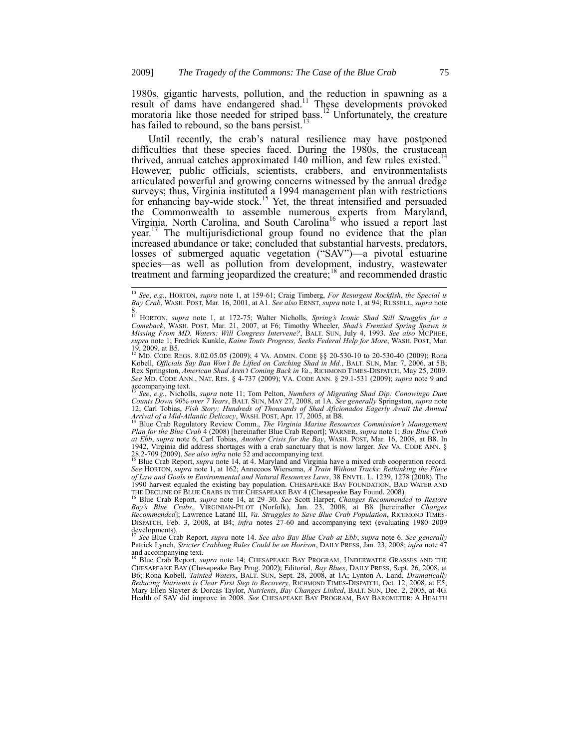1980s, gigantic harvests, pollution, and the reduction in spawning as a result of dams have endangered shad.[11] These developments provoked moratoria like those needed for striped bass.[12] Unfortunately, the creature has failed to rebound, so the bans persist.[13]

Until recently, the crab's natural resilience may have postponed difficulties that these species faced. During the 1980s, the crustacean thrived, annual catches approximated 140 million, and few rules existed.[14] However, public officials, scientists, crabbers, and environmentalists articulated powerful and growing concerns witnessed by the annual dredge surveys; thus, Virginia instituted a 1994 management plan with restrictions for enhancing bay-wide stock.[15] Yet, the threat intensified and persuaded the Commonwealth to assemble numerous experts from Maryland, Virginia, North Carolina, and South Carolina[16] who issued a report last year.[17] The multijurisdictional group found no evidence that the plan increased abundance or take; concluded that substantial harvests, predators, losses of submerged aquatic vegetation ("SAV")—a pivotal estuarine species—as well as pollution from development, industry, wastewater treatment and farming jeopardized the creature;[18] and recommended drastic

---

[10] *See*, *e.g.*, HORTON, *supra* note 1, at 159-61; Craig Timberg, *For Resurgent Rockfish*, *the Special is Bay Crab*, WASH. POST, Mar. 16, 2001, at A1. *See also* ERNST, *supra* note 1, at 94; RUSSELL, *supra* note 8.

[11] HORTON, *supra* note 1, at 172-75; Walter Nicholls, *Spring's Iconic Shad Still Struggles for a Comeback*, WASH. POST, Mar. 21, 2007, at F6; Timothy Wheeler, *Shad's Frenzied Spring Spawn is Missing From MD. Waters: Will Congress Intervene?*, BALT. SUN, July 4, 1993. *See also* MCPHEE, *supra* note 1; Fredrick Kunkle, *Kaine Touts Progress, Seeks Federal Help for More*, WASH. POST, Mar. 19, 2009, at B5.

[12] MD. CODE REGS. 8.02.05.05 (2009); 4 VA. ADMIN. CODE §§ 20-530-10 to 20-530-40 (2009); Rona Kobell, *Officials Say Ban Won't Be Lifted on Catching Shad in Md.*, BALT. SUN, Mar. 7, 2006, at 5B; Rex Springston, *American Shad Aren't Coming Back in Va*., RICHMOND TIMES-DISPATCH, May 25, 2009. *See* MD. CODE ANN., NAT. RES. § 4-737 (2009); VA. CODE ANN. § 29.1-531 (2009); *supra* note 9 and accompanying text.

[13] *See*, *e.g.*, Nicholls, *supra* note 11; Tom Pelton, *Numbers of Migrating Shad Dip: Conowingo Dam Counts Down 90% over 7 Years*, BALT. SUN, MAY 27, 2008, at 1A. *See generally* Springston, *supra* note 12; Carl Tobias, *Fish Story; Hundreds of Thousands of Shad Aficionados Eagerly Await the Annual Arrival of a Mid-Atlantic Delicacy*, WASH. POST, Apr. 17, 2005, at B8.

[14] Blue Crab Regulatory Review Comm., *The Virginia Marine Resources Commission's Management Plan for the Blue Crab* 4 (2008) [hereinafter Blue Crab Report]; WARNER, *supra* note 1; *Bay Blue Crab at Ebb*, *supra* note 6; Carl Tobias, *Another Crisis for the Bay*, WASH. POST, Mar. 16, 2008, at B8. In 1942, Virginia did address shortages with a crab sanctuary that is now larger. *See* VA. CODE ANN. § 28.2-709 (2009). *See also infra* note 52 and accompanying text.

[15] Blue Crab Report, *supra* note 14, at 4. Maryland and Virginia have a mixed crab cooperation record. *See* HORTON, *supra* note 1, at 162; Annecoos Wiersema, *A Train Without Tracks*: *Rethinking the Place of Law and Goals in Environmental and Natural Resources Laws*, 38 ENVTL. L. 1239, 1278 (2008). The 1990 harvest equaled the existing bay population. CHESAPEAKE BAY FOUNDATION, BAD WATER AND THE DECLINE OF BLUE CRABS IN THE CHESAPEAKE BAY 4 (Chesapeake Bay Found. 2008).

[16] Blue Crab Report, *supra* note 14, at 29–30. *See* Scott Harper, *Changes Recommended to Restore Bay's Blue Crabs*, VIRGINIAN-PILOT (Norfolk), Jan. 23, 2008, at B8 [hereinafter *Changes Recommended*]; Lawrence Latané III, *Va. Struggles to Save Blue Crab Population*, RICHMOND TIMES-DISPATCH, Feb. 3, 2008, at B4; *infra* notes 27-60 and accompanying text (evaluating 1980–2009 developments).

[17] *See* Blue Crab Report, *supra* note 14. *See also Bay Blue Crab at Ebb*, *supra* note 6. *See generally* Patrick Lynch, *Stricter Crabbing Rules Could be on Horizon*, DAILY PRESS, Jan. 23, 2008; *infra* note 47 and accompanying text.

[18] Blue Crab Report, *supra* note 14; CHESAPEAKE BAY PROGRAM, UNDERWATER GRASSES AND THE CHESAPEAKE BAY (Chesapeake Bay Prog. 2002); Editorial, *Bay Blues*, DAILY PRESS, Sept. 26, 2008, at B6; Rona Kobell, *Tainted Waters*, BALT. SUN, Sept. 28, 2008, at 1A; Lynton A. Land, *Dramatically Reducing Nutrients is Clear First Step to Recovery*, RICHMOND TIMES-DISPATCH, Oct. 12, 2008, at E5; Mary Ellen Slayter & Dorcas Taylor, *Nutrients*, *Bay Changes Linked*, BALT. SUN, Dec. 2, 2005, at 4G. Health of SAV did improve in 2008. *See* CHESAPEAKE BAY PROGRAM, BAY BAROMETER: A HEALTH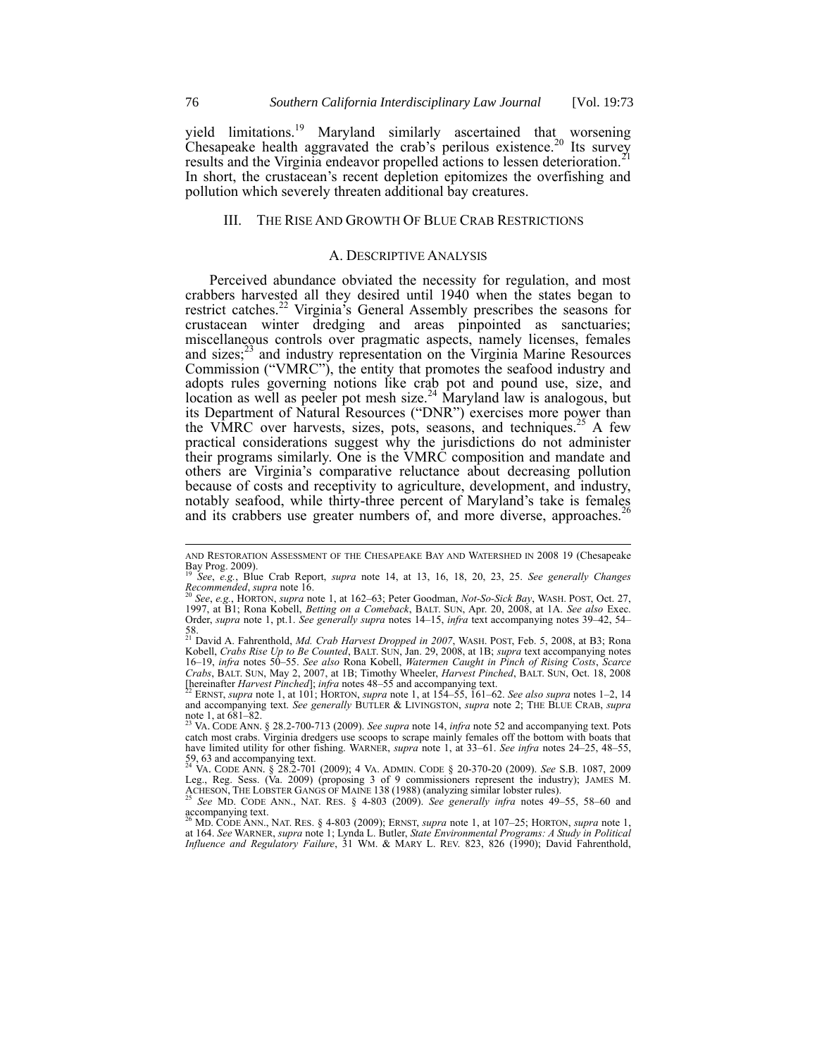yield limitations.[19] Maryland similarly ascertained that worsening Chesapeake health aggravated the crab's perilous existence.[20] Its survey results and the Virginia endeavor propelled actions to lessen deterioration.[21] In short, the crustacean's recent depletion epitomizes the overfishing and pollution which severely threaten additional bay creatures.

## III. THE RISE AND GROWTH OF BLUE CRAB RESTRICTIONS

### A. DESCRIPTIVE ANALYSIS

Perceived abundance obviated the necessity for regulation, and most crabbers harvested all they desired until 1940 when the states began to restrict catches.[22] Virginia's General Assembly prescribes the seasons for crustacean winter dredging and areas pinpointed as sanctuaries; miscellaneous controls over pragmatic aspects, namely licenses, females and sizes;[23] and industry representation on the Virginia Marine Resources Commission ("VMRC"), the entity that promotes the seafood industry and adopts rules governing notions like crab pot and pound use, size, and location as well as peeler pot mesh size.[24] Maryland law is analogous, but its Department of Natural Resources ("DNR") exercises more power than the VMRC over harvests, sizes, pots, seasons, and techniques.[25] A few practical considerations suggest why the jurisdictions do not administer their programs similarly. One is the VMRC composition and mandate and others are Virginia's comparative reluctance about decreasing pollution because of costs and receptivity to agriculture, development, and industry, notably seafood, while thirty-three percent of Maryland's take is females and its crabbers use greater numbers of, and more diverse, approaches.[26]

---

AND RESTORATION ASSESSMENT OF THE CHESAPEAKE BAY AND WATERSHED IN 2008 19 (Chesapeake Bay Prog. 2009).

[19] *See*, *e.g.*, Blue Crab Report, *supra* note 14, at 13, 16, 18, 20, 23, 25. *See generally Changes Recommended*, *supra* note 16.

[20] *See*, *e.g.*, HORTON, *supra* note 1, at 162–63; Peter Goodman, *Not-So-Sick Bay*, WASH. POST, Oct. 27, 1997, at B1; Rona Kobell, *Betting on a Comeback*, BALT. SUN, Apr. 20, 2008, at 1A. *See also* Exec. Order, *supra* note 1, pt.1. *See generally supra* notes 14–15, *infra* text accompanying notes 39–42, 54–58.

[21] David A. Fahrenthold, *Md. Crab Harvest Dropped in 2007*, WASH. POST, Feb. 5, 2008, at B3; Rona Kobell, *Crabs Rise Up to Be Counted*, BALT. SUN, Jan. 29, 2008, at 1B; *supra* text accompanying notes 16–19, *infra* notes 50–55. *See also* Rona Kobell, *Watermen Caught in Pinch of Rising Costs*, *Scarce Crabs*, BALT. SUN, May 2, 2007, at 1B; Timothy Wheeler, *Harvest Pinched*, BALT. SUN, Oct. 18, 2008 [hereinafter *Harvest Pinched*]; *infra* notes 48–55 and accompanying text.

[22] ERNST, *supra* note 1, at 101; HORTON, *supra* note 1, at 154–55, 161–62. *See also supra* notes 1–2, 14 and accompanying text. *See generally* BUTLER & LIVINGSTON, *supra* note 2; THE BLUE CRAB, *supra* note 1, at 681–82.

[23] VA. CODE ANN. § 28.2-700-713 (2009). *See supra* note 14, *infra* note 52 and accompanying text. Pots catch most crabs. Virginia dredgers use scoops to scrape mainly females off the bottom with boats that have limited utility for other fishing. WARNER, *supra* note 1, at 33–61. *See infra* notes 24–25, 48–55, 59, 63 and accompanying text.

[24] VA. CODE ANN. § 28.2-701 (2009); 4 VA. ADMIN. CODE § 20-370-20 (2009). *See* S.B. 1087, 2009 Leg., Reg. Sess. (Va. 2009) (proposing 3 of 9 commissioners represent the industry); JAMES M. ACHESON, THE LOBSTER GANGS OF MAINE 138 (1988) (analyzing similar lobster rules).

[25] *See* MD. CODE ANN., NAT. RES. § 4-803 (2009). *See generally infra* notes 49–55, 58–60 and accompanying text.

[26] MD. CODE ANN., NAT. RES. § 4-803 (2009); ERNST, *supra* note 1, at 107–25; HORTON, *supra* note 1, at 164. *See* WARNER, *supra* note 1; Lynda L. Butler, *State Environmental Programs: A Study in Political Influence and Regulatory Failure*, 31 WM. & MARY L. REV. 823, 826 (1990); David Fahrenthold,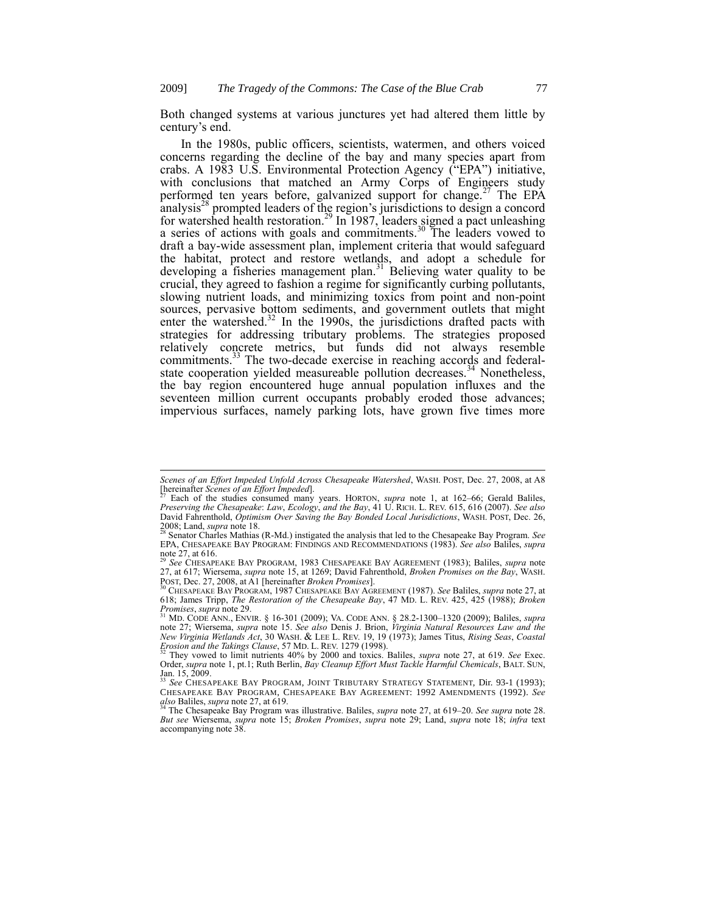Both changed systems at various junctures yet had altered them little by century's end.

In the 1980s, public officers, scientists, watermen, and others voiced concerns regarding the decline of the bay and many species apart from crabs. A 1983 U.S. Environmental Protection Agency ("EPA") initiative, with conclusions that matched an Army Corps of Engineers study performed ten years before, galvanized support for change.[27] The EPA analysis[28] prompted leaders of the region's jurisdictions to design a concord for watershed health restoration.[29] In 1987, leaders signed a pact unleashing a series of actions with goals and commitments.[30] The leaders vowed to draft a bay-wide assessment plan, implement criteria that would safeguard the habitat, protect and restore wetlands, and adopt a schedule for developing a fisheries management plan.[31] Believing water quality to be crucial, they agreed to fashion a regime for significantly curbing pollutants, slowing nutrient loads, and minimizing toxics from point and non-point sources, pervasive bottom sediments, and government outlets that might enter the watershed.[32] In the 1990s, the jurisdictions drafted pacts with strategies for addressing tributary problems. The strategies proposed relatively concrete metrics, but funds did not always resemble commitments.[33] The two-decade exercise in reaching accords and federal-state cooperation yielded measureable pollution decreases.[34] Nonetheless, the bay region encountered huge annual population influxes and the seventeen million current occupants probably eroded those advances; impervious surfaces, namely parking lots, have grown five times more

---

*Scenes of an Effort Impeded Unfold Across Chesapeake Watershed*, WASH. POST, Dec. 27, 2008, at A8 [hereinafter *Scenes of an Effort Impeded*].

[27] Each of the studies consumed many years. HORTON, *supra* note 1, at 162–66; Gerald Baliles, *Preserving the Chesapeake*: *Law*, *Ecology*, *and the Bay*, 41 U. RICH. L. REV. 615, 616 (2007). *See also* David Fahrenthold, *Optimism Over Saving the Bay Bonded Local Jurisdictions*, WASH. POST, Dec. 26, 2008; Land, *supra* note 18.

[28] Senator Charles Mathias (R-Md.) instigated the analysis that led to the Chesapeake Bay Program. *See* EPA, CHESAPEAKE BAY PROGRAM: FINDINGS AND RECOMMENDATIONS (1983). *See also* Baliles, *supra* note 27, at 616.

[29] *See* CHESAPEAKE BAY PROGRAM, 1983 CHESAPEAKE BAY AGREEMENT (1983); Baliles, *supra* note 27, at 617; Wiersema, *supra* note 15, at 1269; David Fahrenthold, *Broken Promises on the Bay*, WASH. POST, Dec. 27, 2008, at A1 [hereinafter *Broken Promises*].

[30] CHESAPEAKE BAY PROGRAM, 1987 CHESAPEAKE BAY AGREEMENT (1987). *See* Baliles, *supra* note 27, at 618; James Tripp, *The Restoration of the Chesapeake Bay*, 47 MD. L. REV. 425, 425 (1988); *Broken Promises*, *supra* note 29.

[31] MD. CODE ANN., ENVIR. § 16-301 (2009); VA. CODE ANN. § 28.2-1300–1320 (2009); Baliles, *supra* note 27; Wiersema, *supra* note 15. *See also* Denis J. Brion, *Virginia Natural Resources Law and the New Virginia Wetlands Act*, 30 WASH. & LEE L. REV. 19, 19 (1973); James Titus, *Rising Seas*, *Coastal Erosion and the Takings Clause*, 57 MD. L. REV. 1279 (1998).

[32] They vowed to limit nutrients 40% by 2000 and toxics. Baliles, *supra* note 27, at 619. *See* Exec. Order, *supra* note 1, pt.1; Ruth Berlin, *Bay Cleanup Effort Must Tackle Harmful Chemicals*, BALT. SUN, Jan. 15, 2009.

[33] *See* CHESAPEAKE BAY PROGRAM, JOINT TRIBUTARY STRATEGY STATEMENT, Dir. 93-1 (1993); CHESAPEAKE BAY PROGRAM, CHESAPEAKE BAY AGREEMENT: 1992 AMENDMENTS (1992). *See also* Baliles, *supra* note 27, at 619.

[34] The Chesapeake Bay Program was illustrative. Baliles, *supra* note 27, at 619–20. *See supra* note 28. *But see* Wiersema, *supra* note 15; *Broken Promises*, *supra* note 29; Land, *supra* note 18; *infra* text accompanying note 38.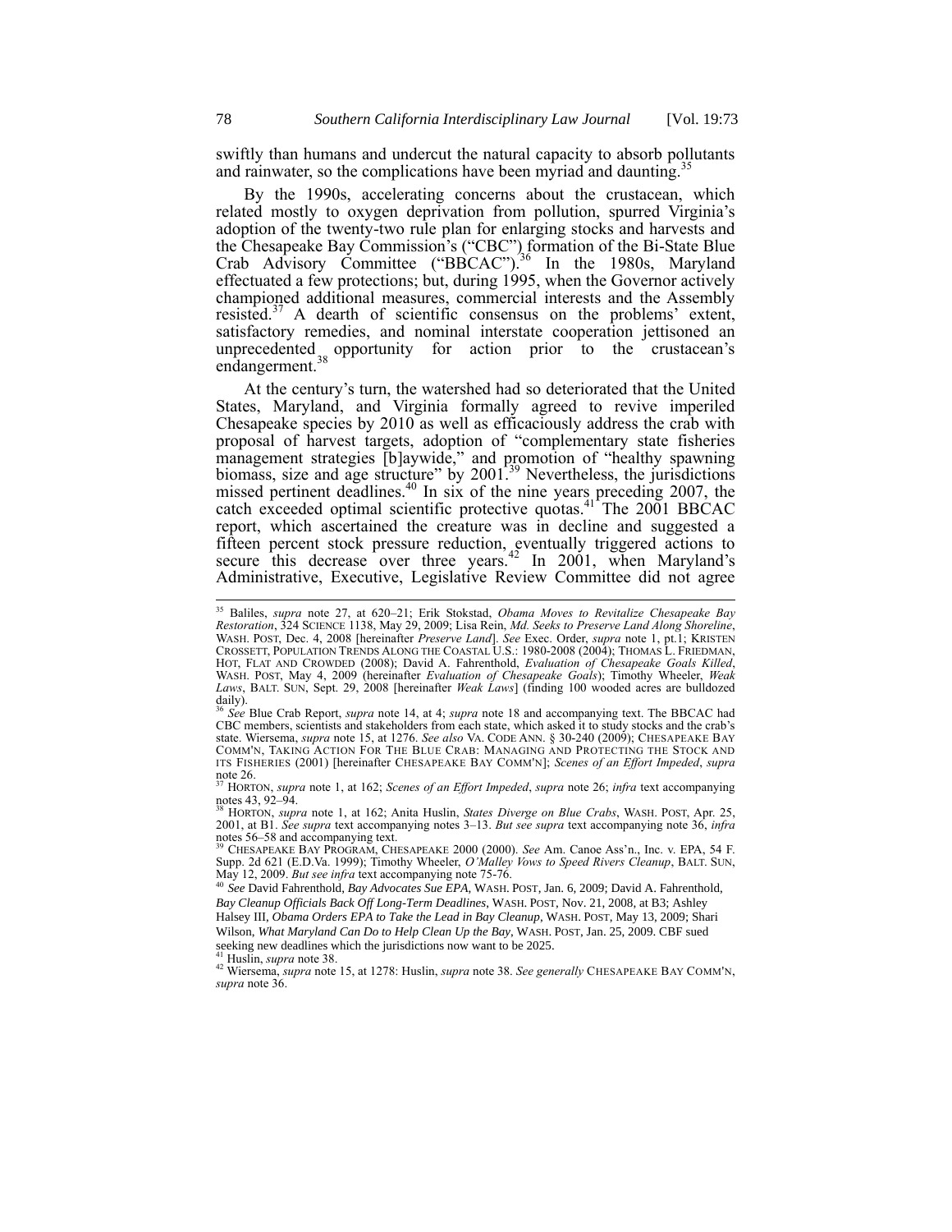swiftly than humans and undercut the natural capacity to absorb pollutants and rainwater, so the complications have been myriad and daunting.[35]

By the 1990s, accelerating concerns about the crustacean, which related mostly to oxygen deprivation from pollution, spurred Virginia's adoption of the twenty-two rule plan for enlarging stocks and harvests and the Chesapeake Bay Commission's ("CBC") formation of the Bi-State Blue Crab Advisory Committee ("BBCAC").[36] In the 1980s, Maryland effectuated a few protections; but, during 1995, when the Governor actively championed additional measures, commercial interests and the Assembly resisted.[37] A dearth of scientific consensus on the problems' extent, satisfactory remedies, and nominal interstate cooperation jettisoned an unprecedented opportunity for action prior to the crustacean's endangerment.[38]

At the century's turn, the watershed had so deteriorated that the United States, Maryland, and Virginia formally agreed to revive imperiled Chesapeake species by 2010 as well as efficaciously address the crab with proposal of harvest targets, adoption of "complementary state fisheries management strategies [b]aywide," and promotion of "healthy spawning biomass, size and age structure" by 2001.[39] Nevertheless, the jurisdictions missed pertinent deadlines.[40] In six of the nine years preceding 2007, the catch exceeded optimal scientific protective quotas.[41] The 2001 BBCAC report, which ascertained the creature was in decline and suggested a fifteen percent stock pressure reduction, eventually triggered actions to secure this decrease over three years.[42] In 2001, when Maryland's Administrative, Executive, Legislative Review Committee did not agree

---

[35] Baliles, *supra* note 27, at 620–21; Erik Stokstad, *Obama Moves to Revitalize Chesapeake Bay Restoration*, 324 SCIENCE 1138, May 29, 2009; Lisa Rein, *Md. Seeks to Preserve Land Along Shoreline*, WASH. POST, Dec. 4, 2008 [hereinafter *Preserve Land*]. *See* Exec. Order, *supra* note 1, pt.1; KRISTEN CROSSETT, POPULATION TRENDS ALONG THE COASTAL U.S.: 1980-2008 (2004); THOMAS L. FRIEDMAN, HOT, FLAT AND CROWDED (2008); David A. Fahrenthold, *Evaluation of Chesapeake Goals Killed*, WASH. POST, May 4, 2009 (hereinafter *Evaluation of Chesapeake Goals*); Timothy Wheeler, *Weak Laws*, BALT. SUN, Sept. 29, 2008 [hereinafter *Weak Laws*] (finding 100 wooded acres are bulldozed daily).

[36] *See* Blue Crab Report, *supra* note 14, at 4; *supra* note 18 and accompanying text. The BBCAC had CBC members, scientists and stakeholders from each state, which asked it to study stocks and the crab's state. Wiersema, *supra* note 15, at 1276. *See also* VA. CODE ANN. § 30-240 (2009); CHESAPEAKE BAY COMM'N, TAKING ACTION FOR THE BLUE CRAB: MANAGING AND PROTECTING THE STOCK AND ITS FISHERIES (2001) [hereinafter CHESAPEAKE BAY COMM'N]; *Scenes of an Effort Impeded*, *supra* note 26.

[37] HORTON, *supra* note 1, at 162; *Scenes of an Effort Impeded*, *supra* note 26; *infra* text accompanying notes 43, 92–94.

[38] HORTON, *supra* note 1, at 162; Anita Huslin, *States Diverge on Blue Crabs*, WASH. POST, Apr. 25, 2001, at B1. *See supra* text accompanying notes 3–13. *But see supra* text accompanying note 36, *infra* notes 56–58 and accompanying text.

[39] CHESAPEAKE BAY PROGRAM, CHESAPEAKE 2000 (2000). *See* Am. Canoe Ass'n., Inc. v. EPA, 54 F. Supp. 2d 621 (E.D.Va. 1999); Timothy Wheeler, *O'Malley Vows to Speed Rivers Cleanup*, BALT. SUN, May 12, 2009. *But see infra* text accompanying note 75-76.

[40] *See* David Fahrenthold, *Bay Advocates Sue EPA*, WASH. POST, Jan. 6, 2009; David A. Fahrenthold, *Bay Cleanup Officials Back Off Long-Term Deadlines*, WASH. POST, Nov. 21, 2008, at B3; Ashley Halsey III, *Obama Orders EPA to Take the Lead in Bay Cleanup*, WASH. POST, May 13, 2009; Shari Wilson, *What Maryland Can Do to Help Clean Up the Bay*, WASH. POST, Jan. 25, 2009. CBF sued seeking new deadlines which the jurisdictions now want to be 2025.

[41] Huslin, *supra* note 38.

[42] Wiersema, *supra* note 15, at 1278: Huslin, *supra* note 38. *See generally* CHESAPEAKE BAY COMM'N, *supra* note 36.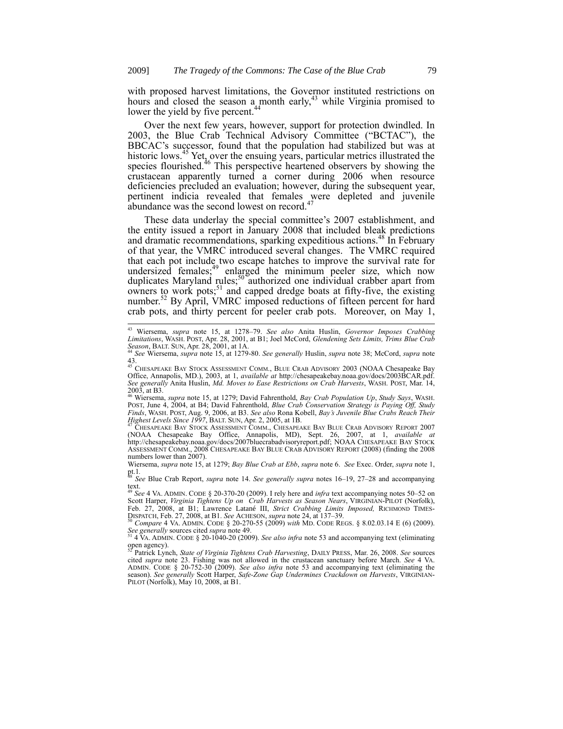with proposed harvest limitations, the Governor instituted restrictions on hours and closed the season a month early,[43] while Virginia promised to lower the yield by five percent.[44]

Over the next few years, however, support for protection dwindled. In 2003, the Blue Crab Technical Advisory Committee ("BCTAC"), the BBCAC's successor, found that the population had stabilized but was at historic lows.[45] Yet, over the ensuing years, particular metrics illustrated the species flourished.[46] This perspective heartened observers by showing the crustacean apparently turned a corner during 2006 when resource deficiencies precluded an evaluation; however, during the subsequent year, pertinent indicia revealed that females were depleted and juvenile abundance was the second lowest on record.[47]

These data underlay the special committee's 2007 establishment, and the entity issued a report in January 2008 that included bleak predictions and dramatic recommendations, sparking expeditious actions.[48] In February of that year, the VMRC introduced several changes. The VMRC required that each pot include two escape hatches to improve the survival rate for undersized females;[49] enlarged the minimum peeler size, which now duplicates Maryland rules;[50] authorized one individual crabber apart from owners to work pots;[51] and capped dredge boats at fifty-five, the existing number.[52] By April, VMRC imposed reductions of fifteen percent for hard crab pots, and thirty percent for peeler crab pots. Moreover, on May 1,

---

[43] Wiersema, *supra* note 15, at 1278–79. *See also* Anita Huslin, *Governor Imposes Crabbing Limitations*, WASH. POST, Apr. 28, 2001, at B1; Joel McCord, *Glendening Sets Limits, Trims Blue Crab Season*, BALT. SUN, Apr. 28, 2001, at 1A.

[44] *See* Wiersema, *supra* note 15, at 1279-80. *See generally* Huslin, *supra* note 38; McCord, *supra* note 43.

[45] CHESAPEAKE BAY STOCK ASSESSMENT COMM., BLUE CRAB ADVISORY 2003 (NOAA Chesapeake Bay Office, Annapolis, MD.), 2003, at 1, *available at* http://chesapeakebay.noaa.gov/docs/2003BCAR.pdf. *See generally* Anita Huslin, *Md. Moves to Ease Restrictions on Crab Harvests*, WASH. POST, Mar. 14, 2003, at B3.

[46] Wiersema, *supra* note 15, at 1279; David Fahrenthold, *Bay Crab Population Up*, *Study Says*, WASH. POST, June 4, 2004, at B4; David Fahrenthold, *Blue Crab Conservation Strategy is Paying Off, Study Finds*, WASH. POST, Aug. 9, 2006, at B3. *See also* Rona Kobell, *Bay's Juvenile Blue Crabs Reach Their Highest Levels Since 1997*, BALT. SUN, Apr. 2, 2005, at 1B.

[47] CHESAPEAKE BAY STOCK ASSESSMENT COMM., CHESAPEAKE BAY BLUE CRAB ADVISORY REPORT 2007 (NOAA Chesapeake Bay Office, Annapolis, MD), Sept. 26, 2007, at 1, *available at* http://chesapeakebay.noaa.gov/docs/2007bluecrabadvisoryreport.pdf; NOAA CHESAPEAKE BAY STOCK ASSESSMENT COMM., 2008 CHESAPEAKE BAY BLUE CRAB ADVISORY REPORT (2008) (finding the 2008 numbers lower than 2007).

Wiersema, *supra* note 15, at 1279; *Bay Blue Crab at Ebb*, *supra* note 6. *See* Exec. Order, *supra* note 1, pt.1.

[48] *See* Blue Crab Report, *supra* note 14. *See generally supra* notes 16–19, 27–28 and accompanying text.

[49] *See* 4 VA. ADMIN. CODE § 20-370-20 (2009). I rely here and *infra* text accompanying notes 50–52 on Scott Harper, *Virginia Tightens Up on Crab Harvests as Season Nears*, VIRGINIAN-PILOT (Norfolk), Feb. 27, 2008, at B1; Lawrence Latané III, *Strict Crabbing Limits Imposed,* RICHMOND TIMES-DISPATCH, Feb. 27, 2008, at B1. *See* ACHESON, *supra* note 24, at 137–39.

[50] *Compare* 4 VA. ADMIN. CODE § 20-270-55 (2009) *with* MD. CODE REGS. § 8.02.03.14 E (6) (2009). *See generally* sources cited *supra* note 49.

[51] 4 VA. ADMIN. CODE § 20-1040-20 (2009). *See also infra* note 53 and accompanying text (eliminating open agency).

[52] Patrick Lynch, *State of Virginia Tightens Crab Harvesting*, DAILY PRESS, Mar. 26, 2008. *See* sources cited *supra* note 23. Fishing was not allowed in the crustacean sanctuary before March. *See* 4 VA. ADMIN. CODE § 20-752-30 (2009). *See also infra* note 53 and accompanying text (eliminating the season). *See generally* Scott Harper, *Safe-Zone Gap Undermines Crackdown on Harvests*, VIRGINIAN-PILOT (Norfolk), May 10, 2008, at B1.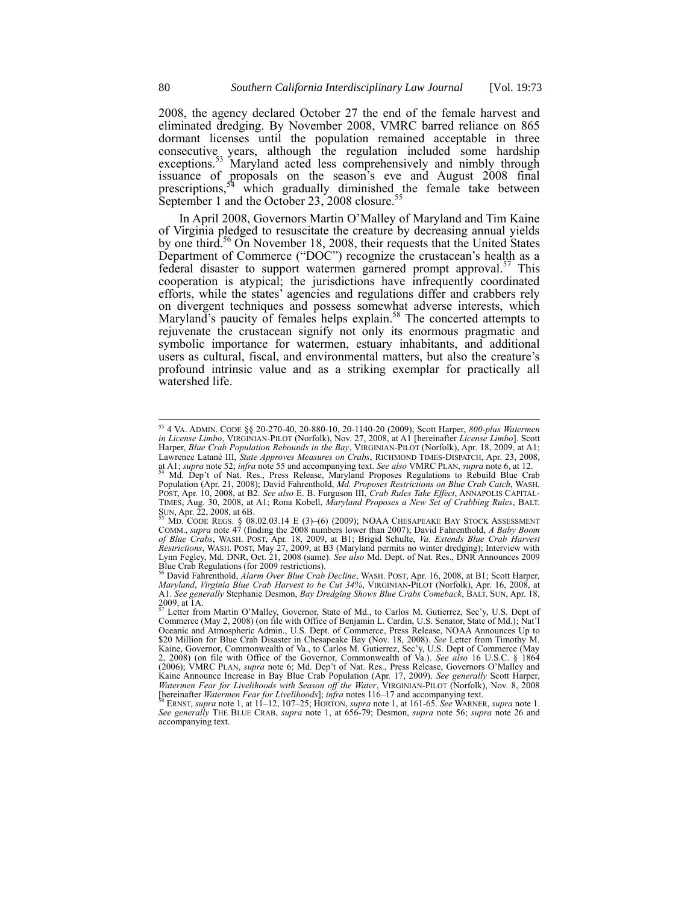2008, the agency declared October 27 the end of the female harvest and eliminated dredging. By November 2008, VMRC barred reliance on 865 dormant licenses until the population remained acceptable in three consecutive years, although the regulation included some hardship exceptions.[53] Maryland acted less comprehensively and nimbly through issuance of proposals on the season's eve and August 2008 final prescriptions,[54] which gradually diminished the female take between September 1 and the October 23, 2008 closure.[55]

In April 2008, Governors Martin O'Malley of Maryland and Tim Kaine of Virginia pledged to resuscitate the creature by decreasing annual yields by one third.[56] On November 18, 2008, their requests that the United States Department of Commerce ("DOC") recognize the crustacean's health as a federal disaster to support watermen garnered prompt approval.[57] This cooperation is atypical; the jurisdictions have infrequently coordinated efforts, while the states' agencies and regulations differ and crabbers rely on divergent techniques and possess somewhat adverse interests, which Maryland's paucity of females helps explain.[58] The concerted attempts to rejuvenate the crustacean signify not only its enormous pragmatic and symbolic importance for watermen, estuary inhabitants, and additional users as cultural, fiscal, and environmental matters, but also the creature's profound intrinsic value and as a striking exemplar for practically all watershed life.

---

[53] 4 VA. ADMIN. CODE §§ 20-270-40, 20-880-10, 20-1140-20 (2009); Scott Harper, *800-plus Watermen in License Limbo*, VIRGINIAN-PILOT (Norfolk), Nov. 27, 2008, at A1 [hereinafter *License Limbo*]. Scott Harper, *Blue Crab Population Rebounds in the Bay*, VIRGINIAN-PILOT (Norfolk), Apr. 18, 2009, at A1; Lawrence Latané III, *State Approves Measures on Crabs*, RICHMOND TIMES-DISPATCH, Apr. 23, 2008, at A1; *supra* note 52; *infra* note 55 and accompanying text. *See also* VMRC PLAN, *supra* note 6, at 12.

[54] Md. Dep't of Nat. Res., Press Release, Maryland Proposes Regulations to Rebuild Blue Crab Population (Apr. 21, 2008); David Fahrenthold, *Md. Proposes Restrictions on Blue Crab Catch*, WASH. POST, Apr. 10, 2008, at B2. *See also* E. B. Furguson III, *Crab Rules Take Effect*, ANNAPOLIS CAPITAL-TIMES, Aug. 30, 2008, at A1; Rona Kobell, *Maryland Proposes a New Set of Crabbing Rules*, BALT. SUN, Apr. 22, 2008, at 6B.

[55] MD. CODE REGS. § 08.02.03.14 E (3)–(6) (2009); NOAA CHESAPEAKE BAY STOCK ASSESSMENT COMM., *supra* note 47 (finding the 2008 numbers lower than 2007); David Fahrenthold, *A Baby Boom of Blue Crabs*, WASH. POST, Apr. 18, 2009, at B1; Brigid Schulte, *Va. Extends Blue Crab Harvest Restrictions*, WASH. POST, May 27, 2009, at B3 (Maryland permits no winter dredging); Interview with Lynn Fegley, Md. DNR, Oct. 21, 2008 (same). *See also* Md. Dept. of Nat. Res., DNR Announces 2009 Blue Crab Regulations (for 2009 restrictions).

[56] David Fahrenthold, *Alarm Over Blue Crab Decline*, WASH. POST, Apr. 16, 2008, at B1; Scott Harper, *Maryland*, *Virginia Blue Crab Harvest to be Cut 34%*, VIRGINIAN-PILOT (Norfolk), Apr. 16, 2008, at A1. *See generally* Stephanie Desmon, *Bay Dredging Shows Blue Crabs Comeback*, BALT. SUN, Apr. 18, 2009, at 1A.

[57] Letter from Martin O'Malley, Governor, State of Md., to Carlos M. Gutierrez, Sec'y, U.S. Dept of Commerce (May 2, 2008) (on file with Office of Benjamin L. Cardin, U.S. Senator, State of Md.); Nat'l Oceanic and Atmospheric Admin., U.S. Dept. of Commerce, Press Release, NOAA Announces Up to \$20 Million for Blue Crab Disaster in Chesapeake Bay (Nov. 18, 2008). *See* Letter from Timothy M. Kaine, Governor, Commonwealth of Va., to Carlos M. Gutierrez, Sec'y, U.S. Dept of Commerce (May 2, 2008) (on file with Office of the Governor, Commonwealth of Va.). *See also* 16 U.S.C. § 1864 (2006); VMRC PLAN, *supra* note 6; Md. Dep't of Nat. Res., Press Release, Governors O'Malley and Kaine Announce Increase in Bay Blue Crab Population (Apr. 17, 2009). *See generally* Scott Harper, *Watermen Fear for Livelihoods with Season off the Water*, VIRGINIAN-PILOT (Norfolk), Nov. 8, 2008 [hereinafter *Watermen Fear for Livelihoods*]; *infra* notes 116–17 and accompanying text.

[58] ERNST, *supra* note 1, at 11–12, 107–25; HORTON, *supra* note 1, at 161-65. *See* WARNER, *supra* note 1. *See generally* THE BLUE CRAB, *supra* note 1, at 656-79; Desmon, *supra* note 56; *supra* note 26 and accompanying text.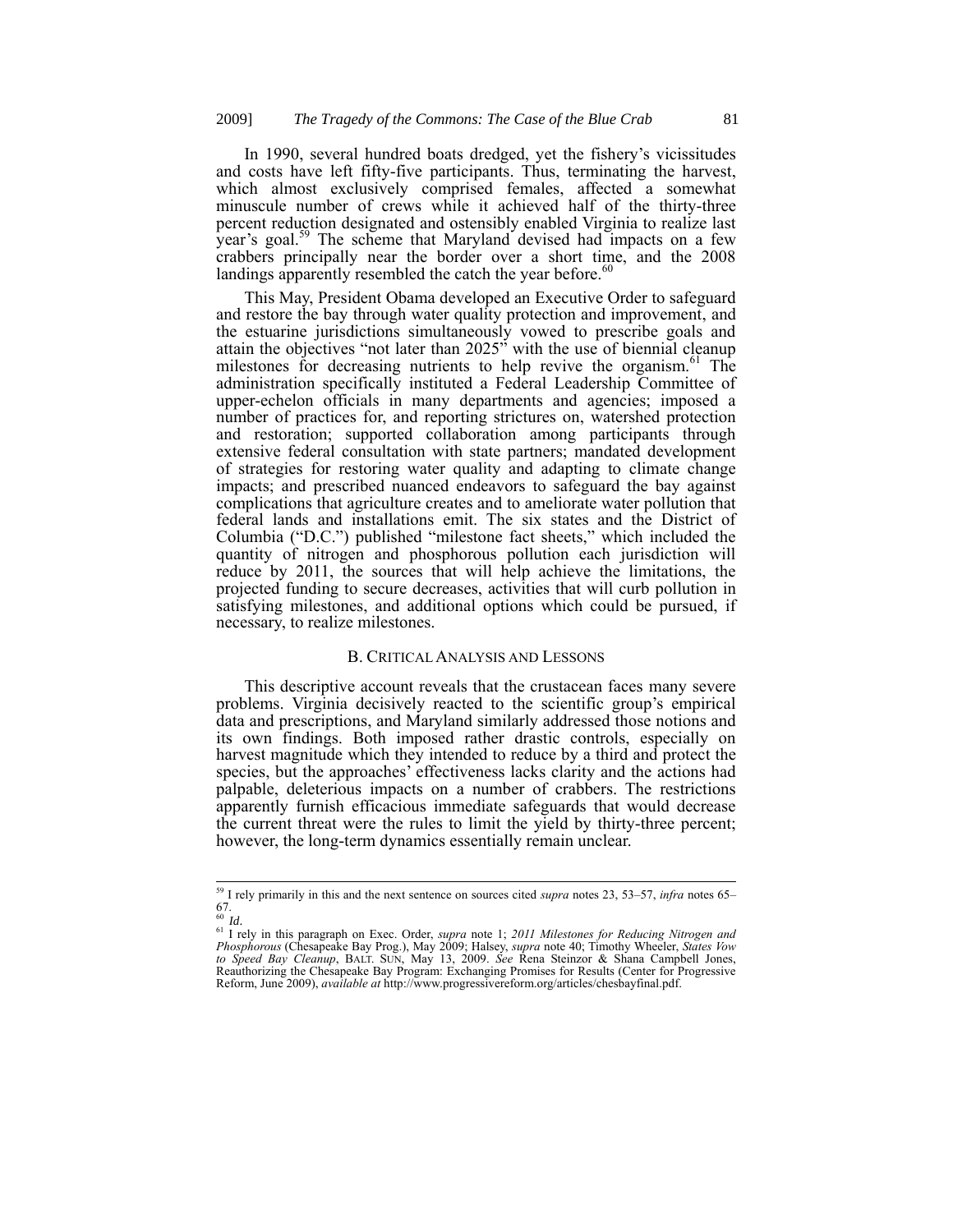In 1990, several hundred boats dredged, yet the fishery's vicissitudes and costs have left fifty-five participants. Thus, terminating the harvest, which almost exclusively comprised females, affected a somewhat minuscule number of crews while it achieved half of the thirty-three percent reduction designated and ostensibly enabled Virginia to realize last year's goal.[59] The scheme that Maryland devised had impacts on a few crabbers principally near the border over a short time, and the 2008 landings apparently resembled the catch the year before.[60]

This May, President Obama developed an Executive Order to safeguard and restore the bay through water quality protection and improvement, and the estuarine jurisdictions simultaneously vowed to prescribe goals and attain the objectives "not later than 2025" with the use of biennial cleanup milestones for decreasing nutrients to help revive the organism.[61] The administration specifically instituted a Federal Leadership Committee of upper-echelon officials in many departments and agencies; imposed a number of practices for, and reporting strictures on, watershed protection and restoration; supported collaboration among participants through extensive federal consultation with state partners; mandated development of strategies for restoring water quality and adapting to climate change impacts; and prescribed nuanced endeavors to safeguard the bay against complications that agriculture creates and to ameliorate water pollution that federal lands and installations emit. The six states and the District of Columbia ("D.C.") published "milestone fact sheets," which included the quantity of nitrogen and phosphorous pollution each jurisdiction will reduce by 2011, the sources that will help achieve the limitations, the projected funding to secure decreases, activities that will curb pollution in satisfying milestones, and additional options which could be pursued, if necessary, to realize milestones.

### B. Critical Analysis and Lessons

This descriptive account reveals that the crustacean faces many severe problems. Virginia decisively reacted to the scientific group's empirical data and prescriptions, and Maryland similarly addressed those notions and its own findings. Both imposed rather drastic controls, especially on harvest magnitude which they intended to reduce by a third and protect the species, but the approaches' effectiveness lacks clarity and the actions had palpable, deleterious impacts on a number of crabbers. The restrictions apparently furnish efficacious immediate safeguards that would decrease the current threat were the rules to limit the yield by thirty-three percent; however, the long-term dynamics essentially remain unclear.

---

[59] I rely primarily in this and the next sentence on sources cited *supra* notes 23, 53–57, *infra* notes 65–67.

[60] *Id*.

[61] I rely in this paragraph on Exec. Order, *supra* note 1; *2011 Milestones for Reducing Nitrogen and Phosphorous* (Chesapeake Bay Prog.), May 2009; Halsey, *supra* note 40; Timothy Wheeler, *States Vow to Speed Bay Cleanup*, BALT. SUN, May 13, 2009. *See* Rena Steinzor & Shana Campbell Jones, Reauthorizing the Chesapeake Bay Program: Exchanging Promises for Results (Center for Progressive Reform, June 2009), *available at* http://www.progressivereform.org/articles/chesbayfinal.pdf.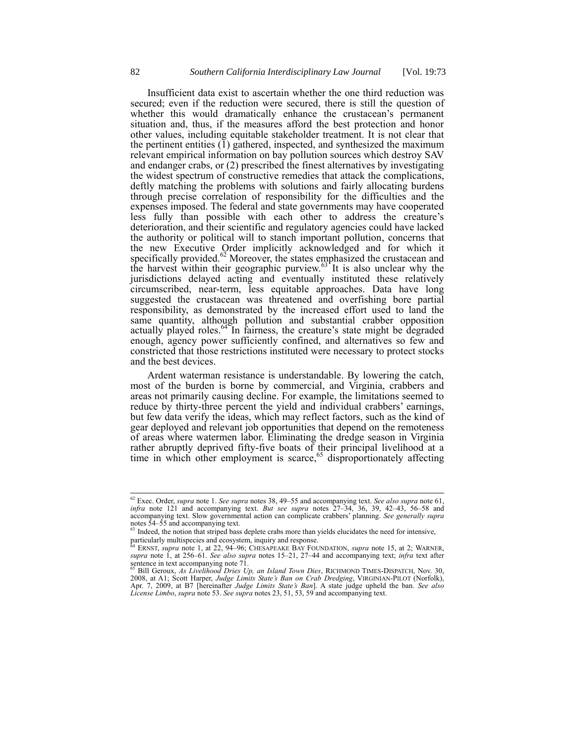Insufficient data exist to ascertain whether the one third reduction was secured; even if the reduction were secured, there is still the question of whether this would dramatically enhance the crustacean's permanent situation and, thus, if the measures afford the best protection and honor other values, including equitable stakeholder treatment. It is not clear that the pertinent entities (1) gathered, inspected, and synthesized the maximum relevant empirical information on bay pollution sources which destroy SAV and endanger crabs, or (2) prescribed the finest alternatives by investigating the widest spectrum of constructive remedies that attack the complications, deftly matching the problems with solutions and fairly allocating burdens through precise correlation of responsibility for the difficulties and the expenses imposed. The federal and state governments may have cooperated less fully than possible with each other to address the creature's deterioration, and their scientific and regulatory agencies could have lacked the authority or political will to stanch important pollution, concerns that the new Executive Order implicitly acknowledged and for which it specifically provided.[62] Moreover, the states emphasized the crustacean and the harvest within their geographic purview.[63] It is also unclear why the jurisdictions delayed acting and eventually instituted these relatively circumscribed, near-term, less equitable approaches. Data have long suggested the crustacean was threatened and overfishing bore partial responsibility, as demonstrated by the increased effort used to land the same quantity, although pollution and substantial crabber opposition actually played roles.[64] In fairness, the creature's state might be degraded enough, agency power sufficiently confined, and alternatives so few and constricted that those restrictions instituted were necessary to protect stocks and the best devices.

Ardent waterman resistance is understandable. By lowering the catch, most of the burden is borne by commercial, and Virginia, crabbers and areas not primarily causing decline. For example, the limitations seemed to reduce by thirty-three percent the yield and individual crabbers' earnings, but few data verify the ideas, which may reflect factors, such as the kind of gear deployed and relevant job opportunities that depend on the remoteness of areas where watermen labor. Eliminating the dredge season in Virginia rather abruptly deprived fifty-five boats of their principal livelihood at a time in which other employment is scarce,[65] disproportionately affecting

---

[62] Exec. Order, *supra* note 1. *See supra* notes 38, 49–55 and accompanying text. *See also supra* note 61, *infra* note 121 and accompanying text. *But see supra* notes 27–34, 36, 39, 42–43, 56–58 and accompanying text. Slow governmental action can complicate crabbers' planning. *See generally supra* notes 54–55 and accompanying text.

[63] Indeed, the notion that striped bass deplete crabs more than yields elucidates the need for intensive, particularly multispecies and ecosystem, inquiry and response.

[64] ERNST, *supra* note 1, at 22, 94–96; CHESAPEAKE BAY FOUNDATION, *supra* note 15, at 2; WARNER, *supra* note 1, at 256–61. *See also supra* notes 15–21, 27–44 and accompanying text; *infra* text after sentence in text accompanying note 71.

[65] Bill Geroux, *As Livelihood Dries Up, an Island Town Dies*, RICHMOND TIMES-DISPATCH, Nov. 30, 2008, at A1; Scott Harper, *Judge Limits State's Ban on Crab Dredging*, VIRGINIAN-PILOT (Norfolk), Apr. 7, 2009, at B7 [hereinafter *Judge Limits State's Ban*]. A state judge upheld the ban. *See also License Limbo*, *supra* note 53. *See supra* notes 23, 51, 53, 59 and accompanying text.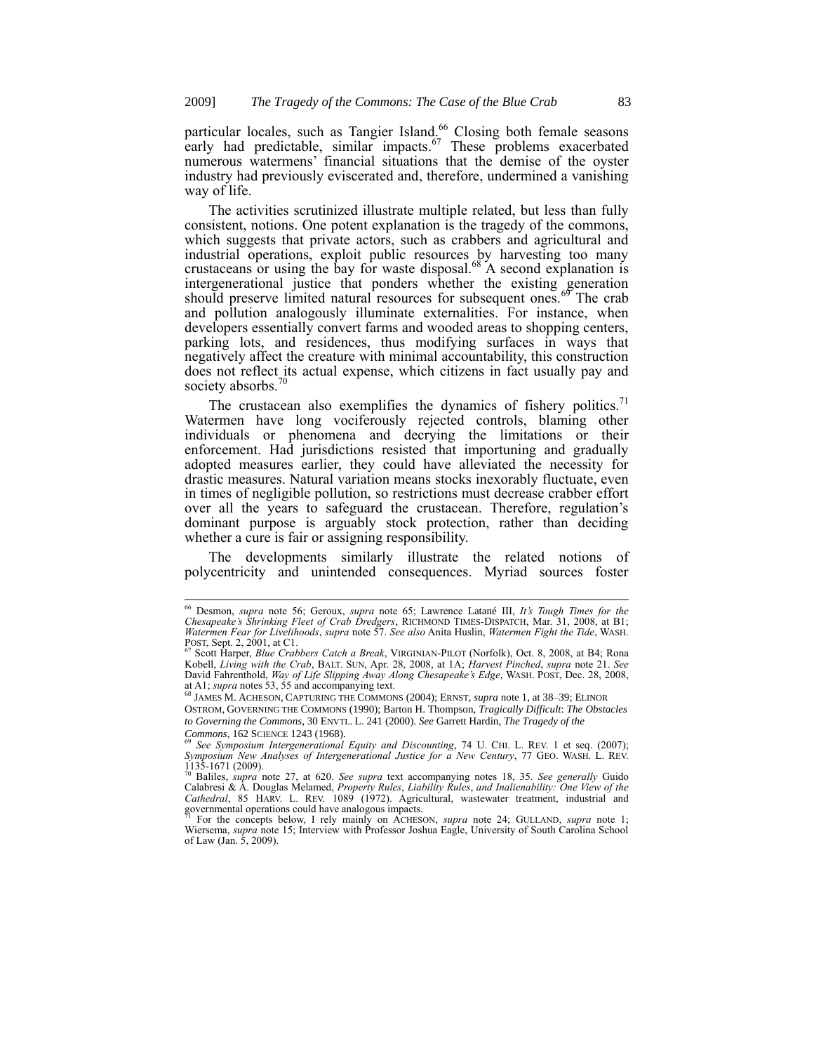particular locales, such as Tangier Island.[66] Closing both female seasons early had predictable, similar impacts.[67] These problems exacerbated numerous watermens' financial situations that the demise of the oyster industry had previously eviscerated and, therefore, undermined a vanishing way of life.

The activities scrutinized illustrate multiple related, but less than fully consistent, notions. One potent explanation is the tragedy of the commons, which suggests that private actors, such as crabbers and agricultural and industrial operations, exploit public resources by harvesting too many crustaceans or using the bay for waste disposal.[68] A second explanation is intergenerational justice that ponders whether the existing generation should preserve limited natural resources for subsequent ones.[69] The crab and pollution analogously illuminate externalities. For instance, when developers essentially convert farms and wooded areas to shopping centers, parking lots, and residences, thus modifying surfaces in ways that negatively affect the creature with minimal accountability, this construction does not reflect its actual expense, which citizens in fact usually pay and society absorbs.[70]

The crustacean also exemplifies the dynamics of fishery politics.[71] Watermen have long vociferously rejected controls, blaming other individuals or phenomena and decrying the limitations or their enforcement. Had jurisdictions resisted that importuning and gradually adopted measures earlier, they could have alleviated the necessity for drastic measures. Natural variation means stocks inexorably fluctuate, even in times of negligible pollution, so restrictions must decrease crabber effort over all the years to safeguard the crustacean. Therefore, regulation's dominant purpose is arguably stock protection, rather than deciding whether a cure is fair or assigning responsibility.

The developments similarly illustrate the related notions of polycentricity and unintended consequences. Myriad sources foster

---

[66] Desmon, *supra* note 56; Geroux, *supra* note 65; Lawrence Latané III, *It's Tough Times for the Chesapeake's Shrinking Fleet of Crab Dredgers*, RICHMOND TIMES-DISPATCH, Mar. 31, 2008, at B1; *Watermen Fear for Livelihoods*, *supra* note 57. *See also* Anita Huslin, *Watermen Fight the Tide*, WASH. POST, Sept. 2, 2001, at C1.

[67] Scott Harper, *Blue Crabbers Catch a Break*, VIRGINIAN-PILOT (Norfolk), Oct. 8, 2008, at B4; Rona Kobell, *Living with the Crab*, BALT. SUN, Apr. 28, 2008, at 1A; *Harvest Pinched*, *supra* note 21. *See* David Fahrenthold, *Way of Life Slipping Away Along Chesapeake's Edge*, WASH. POST, Dec. 28, 2008, at A1; *supra* notes 53, 55 and accompanying text.

[68] JAMES M. ACHESON, CAPTURING THE COMMONS (2004); ERNST, *supra* note 1, at 38–39; ELINOR OSTROM, GOVERNING THE COMMONS (1990); Barton H. Thompson, *Tragically Difficult*: *The Obstacles to Governing the Commons*, 30 ENVTL. L. 241 (2000). *See* Garrett Hardin, *The Tragedy of the Commons*, 162 SCIENCE 1243 (1968).

[69] *See Symposium Intergenerational Equity and Discounting*, 74 U. CHI. L. REV. 1 et seq. (2007); *Symposium New Analyses of Intergenerational Justice for a New Century*, 77 GEO. WASH. L. REV. 1135-1671 (2009).

[70] Baliles, *supra* note 27, at 620. *See supra* text accompanying notes 18, 35. *See generally* Guido Calabresi & A. Douglas Melamed, *Property Rules*, *Liability Rules*, *and Inalienability: One View of the Cathedral*, 85 HARV. L. REV. 1089 (1972). Agricultural, wastewater treatment, industrial and governmental operations could have analogous impacts.

[71] For the concepts below, I rely mainly on ACHESON, *supra* note 24; GULLAND, *supra* note 1; Wiersema, *supra* note 15; Interview with Professor Joshua Eagle, University of South Carolina School of Law (Jan. 5, 2009).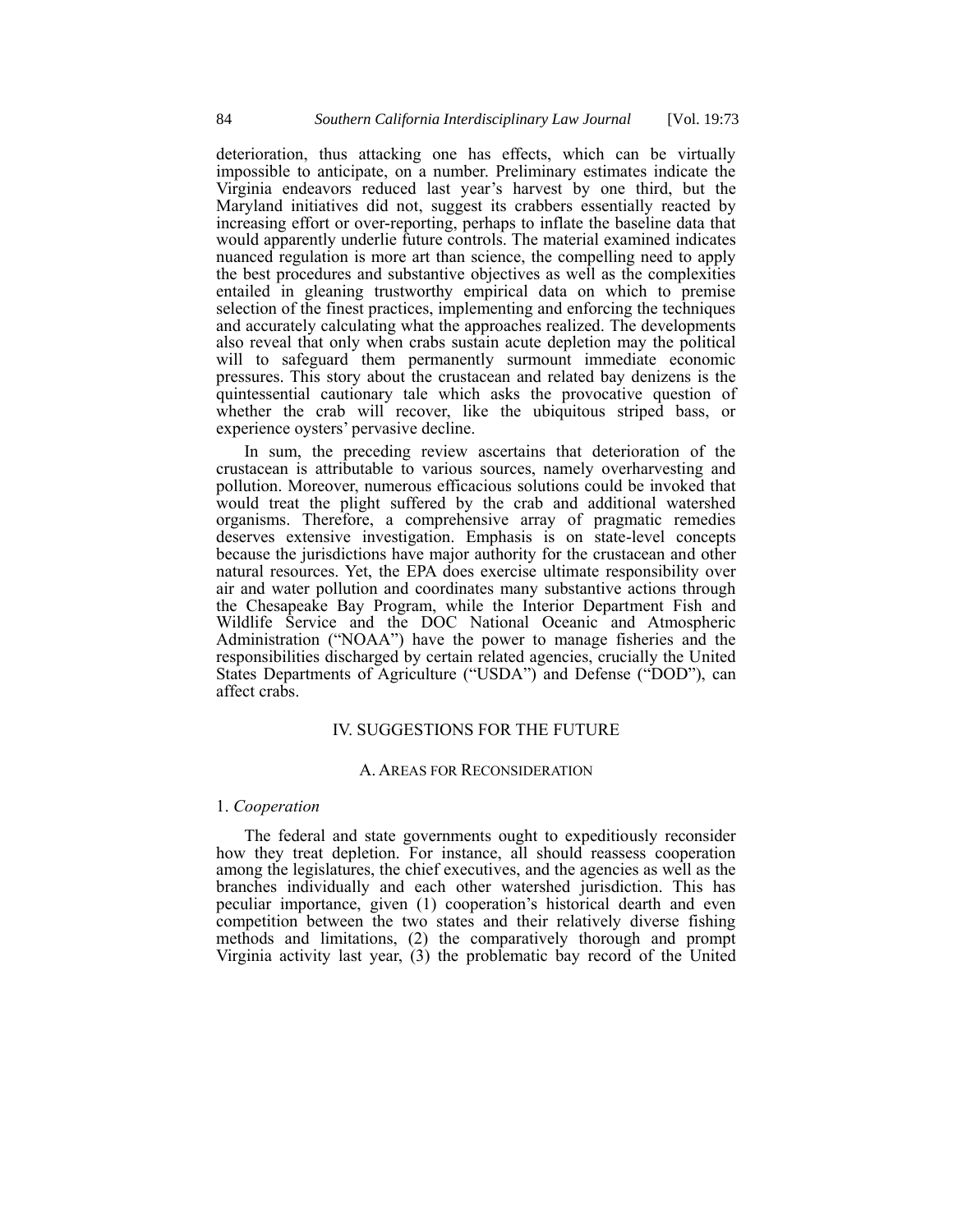deterioration, thus attacking one has effects, which can be virtually impossible to anticipate, on a number. Preliminary estimates indicate the Virginia endeavors reduced last year's harvest by one third, but the Maryland initiatives did not, suggest its crabbers essentially reacted by increasing effort or over-reporting, perhaps to inflate the baseline data that would apparently underlie future controls. The material examined indicates nuanced regulation is more art than science, the compelling need to apply the best procedures and substantive objectives as well as the complexities entailed in gleaning trustworthy empirical data on which to premise selection of the finest practices, implementing and enforcing the techniques and accurately calculating what the approaches realized. The developments also reveal that only when crabs sustain acute depletion may the political will to safeguard them permanently surmount immediate economic pressures. This story about the crustacean and related bay denizens is the quintessential cautionary tale which asks the provocative question of whether the crab will recover, like the ubiquitous striped bass, or experience oysters' pervasive decline.

In sum, the preceding review ascertains that deterioration of the crustacean is attributable to various sources, namely overharvesting and pollution. Moreover, numerous efficacious solutions could be invoked that would treat the plight suffered by the crab and additional watershed organisms. Therefore, a comprehensive array of pragmatic remedies deserves extensive investigation. Emphasis is on state-level concepts because the jurisdictions have major authority for the crustacean and other natural resources. Yet, the EPA does exercise ultimate responsibility over air and water pollution and coordinates many substantive actions through the Chesapeake Bay Program, while the Interior Department Fish and Wildlife Service and the DOC National Oceanic and Atmospheric Administration ("NOAA") have the power to manage fisheries and the responsibilities discharged by certain related agencies, crucially the United States Departments of Agriculture ("USDA") and Defense ("DOD"), can affect crabs.

## IV. SUGGESTIONS FOR THE FUTURE

### A. AREAS FOR RECONSIDERATION

#### 1. *Cooperation*

The federal and state governments ought to expeditiously reconsider how they treat depletion. For instance, all should reassess cooperation among the legislatures, the chief executives, and the agencies as well as the branches individually and each other watershed jurisdiction. This has peculiar importance, given (1) cooperation's historical dearth and even competition between the two states and their relatively diverse fishing methods and limitations, (2) the comparatively thorough and prompt Virginia activity last year, (3) the problematic bay record of the United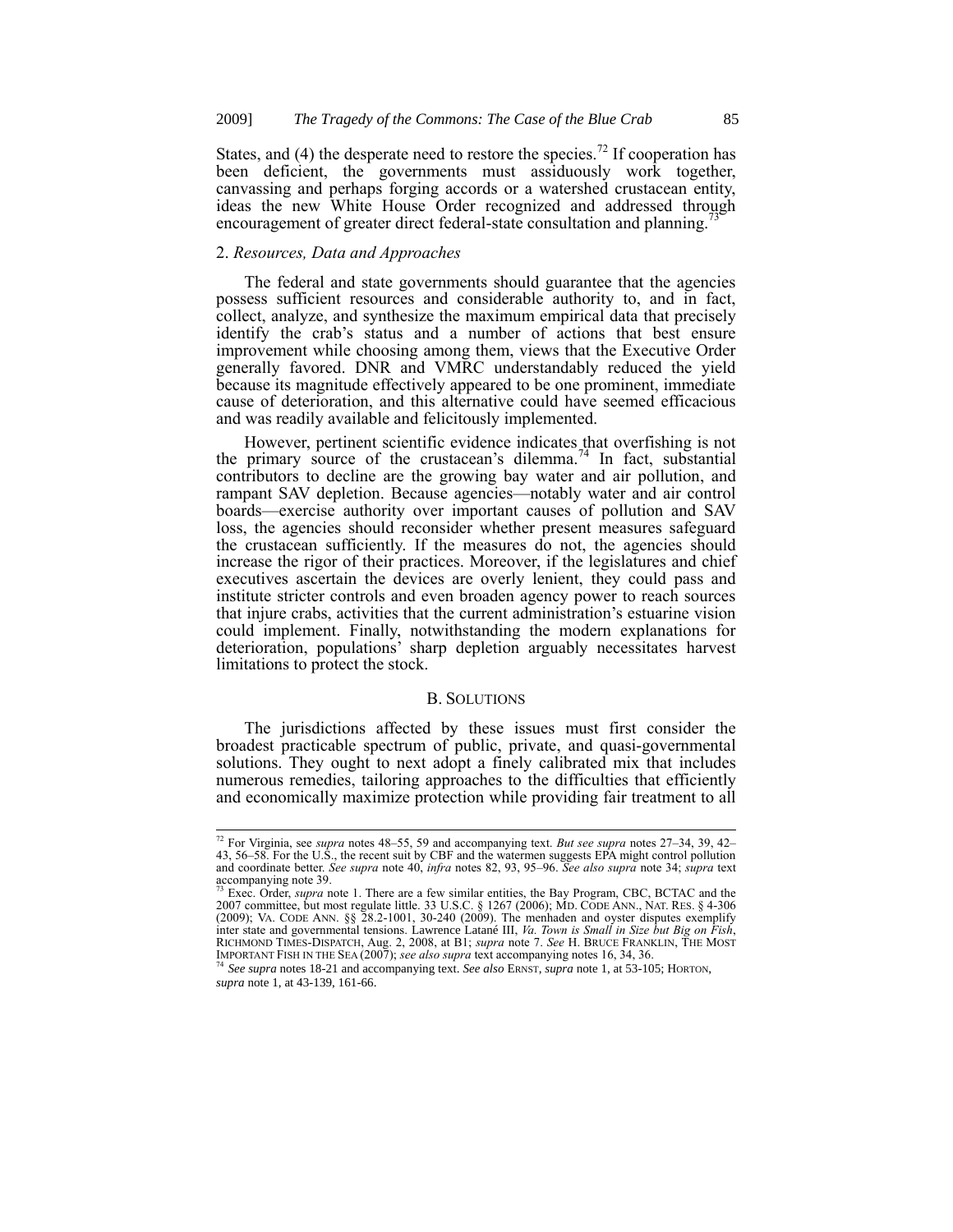States, and (4) the desperate need to restore the species.[72] If cooperation has been deficient, the governments must assiduously work together, canvassing and perhaps forging accords or a watershed crustacean entity, ideas the new White House Order recognized and addressed through encouragement of greater direct federal-state consultation and planning.[73]

### 2. *Resources, Data and Approaches*

The federal and state governments should guarantee that the agencies possess sufficient resources and considerable authority to, and in fact, collect, analyze, and synthesize the maximum empirical data that precisely identify the crab's status and a number of actions that best ensure improvement while choosing among them, views that the Executive Order generally favored. DNR and VMRC understandably reduced the yield because its magnitude effectively appeared to be one prominent, immediate cause of deterioration, and this alternative could have seemed efficacious and was readily available and felicitously implemented.

However, pertinent scientific evidence indicates that overfishing is not the primary source of the crustacean's dilemma.[74] In fact, substantial contributors to decline are the growing bay water and air pollution, and rampant SAV depletion. Because agencies—notably water and air control boards—exercise authority over important causes of pollution and SAV loss, the agencies should reconsider whether present measures safeguard the crustacean sufficiently. If the measures do not, the agencies should increase the rigor of their practices. Moreover, if the legislatures and chief executives ascertain the devices are overly lenient, they could pass and institute stricter controls and even broaden agency power to reach sources that injure crabs, activities that the current administration's estuarine vision could implement. Finally, notwithstanding the modern explanations for deterioration, populations' sharp depletion arguably necessitates harvest limitations to protect the stock.

## B. SOLUTIONS

The jurisdictions affected by these issues must first consider the broadest practicable spectrum of public, private, and quasi-governmental solutions. They ought to next adopt a finely calibrated mix that includes numerous remedies, tailoring approaches to the difficulties that efficiently and economically maximize protection while providing fair treatment to all

---

[72] For Virginia, see *supra* notes 48–55, 59 and accompanying text. *But see supra* notes 27–34, 39, 42–43, 56–58. For the U.S., the recent suit by CBF and the watermen suggests EPA might control pollution and coordinate better. *See supra* note 40, *infra* notes 82, 93, 95–96. *See also supra* note 34; *supra* text accompanying note 39.

[73] Exec. Order, *supra* note 1. There are a few similar entities, the Bay Program, CBC, BCTAC and the 2007 committee, but most regulate little. 33 U.S.C. § 1267 (2006); MD. CODE ANN., NAT. RES. § 4-306 (2009); VA. CODE ANN. §§ 28.2-1001, 30-240 (2009). The menhaden and oyster disputes exemplify inter state and governmental tensions. Lawrence Latané III, *Va. Town is Small in Size but Big on Fish*, RICHMOND TIMES-DISPATCH, Aug. 2, 2008, at B1; *supra* note 7. *See* H. BRUCE FRANKLIN, THE MOST IMPORTANT FISH IN THE SEA (2007); *see also supra* text accompanying notes 16, 34, 36.

[74] *See supra* notes 18-21 and accompanying text. *See also* ERNST, *supra* note 1, at 53-105; HORTON, *supra* note 1, at 43-139, 161-66.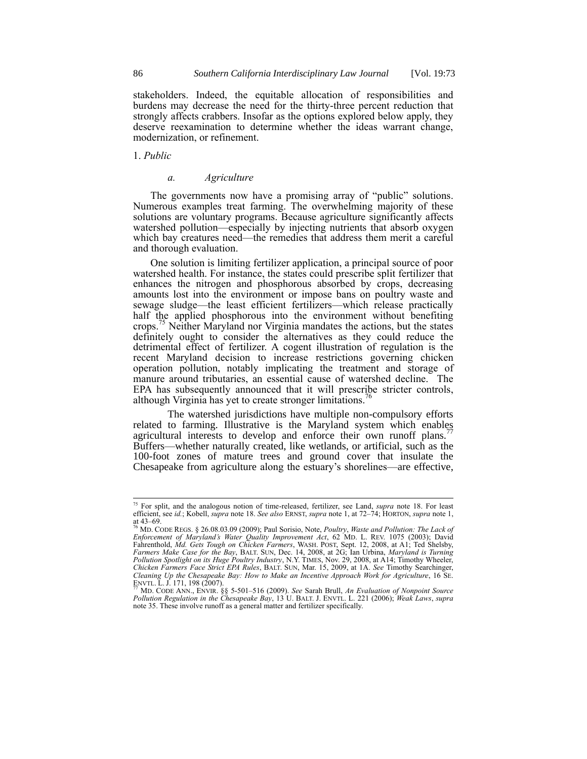stakeholders. Indeed, the equitable allocation of responsibilities and burdens may decrease the need for the thirty-three percent reduction that strongly affects crabbers. Insofar as the options explored below apply, they deserve reexamination to determine whether the ideas warrant change, modernization, or refinement.

1. *Public*

*a. Agriculture*

The governments now have a promising array of "public" solutions. Numerous examples treat farming. The overwhelming majority of these solutions are voluntary programs. Because agriculture significantly affects watershed pollution—especially by injecting nutrients that absorb oxygen which bay creatures need—the remedies that address them merit a careful and thorough evaluation.

One solution is limiting fertilizer application, a principal source of poor watershed health. For instance, the states could prescribe split fertilizer that enhances the nitrogen and phosphorous absorbed by crops, decreasing amounts lost into the environment or impose bans on poultry waste and sewage sludge—the least efficient fertilizers—which release practically half the applied phosphorous into the environment without benefiting crops.[75] Neither Maryland nor Virginia mandates the actions, but the states definitely ought to consider the alternatives as they could reduce the detrimental effect of fertilizer. A cogent illustration of regulation is the recent Maryland decision to increase restrictions governing chicken operation pollution, notably implicating the treatment and storage of manure around tributaries, an essential cause of watershed decline. The EPA has subsequently announced that it will prescribe stricter controls, although Virginia has yet to create stronger limitations.[76]

The watershed jurisdictions have multiple non-compulsory efforts related to farming. Illustrative is the Maryland system which enables agricultural interests to develop and enforce their own runoff plans.[77] Buffers—whether naturally created, like wetlands, or artificial, such as the 100-foot zones of mature trees and ground cover that insulate the Chesapeake from agriculture along the estuary's shorelines—are effective,

---

[75] For split, and the analogous notion of time-released, fertilizer, see Land, *supra* note 18. For least efficient, see *id.*; Kobell, *supra* note 18. *See also* ERNST, *supra* note 1, at 72–74; HORTON, *supra* note 1, at 43–69.

[76] MD. CODE REGS. § 26.08.03.09 (2009); Paul Sorisio, Note, *Poultry, Waste and Pollution: The Lack of Enforcement of Maryland's Water Quality Improvement Act*, 62 MD. L. REV. 1075 (2003); David Fahrenthold, *Md. Gets Tough on Chicken Farmers*, WASH. POST, Sept. 12, 2008, at A1; Ted Shelsby, *Farmers Make Case for the Bay*, BALT. SUN, Dec. 14, 2008, at 2G; Ian Urbina, *Maryland is Turning Pollution Spotlight on its Huge Poultry Industry*, N.Y. TIMES, Nov. 29, 2008, at A14; Timothy Wheeler, *Chicken Farmers Face Strict EPA Rules*, BALT. SUN, Mar. 15, 2009, at 1A. *See* Timothy Searchinger, *Cleaning Up the Chesapeake Bay: How to Make an Incentive Approach Work for Agriculture*, 16 SE. ENVTL. L. J. 171, 198 (2007).

[77] MD. CODE ANN., ENVIR. §§ 5-501–516 (2009). *See* Sarah Brull, *An Evaluation of Nonpoint Source Pollution Regulation in the Chesapeake Bay*, 13 U. BALT. J. ENVTL. L. 221 (2006); *Weak Laws*, *supra* note 35. These involve runoff as a general matter and fertilizer specifically.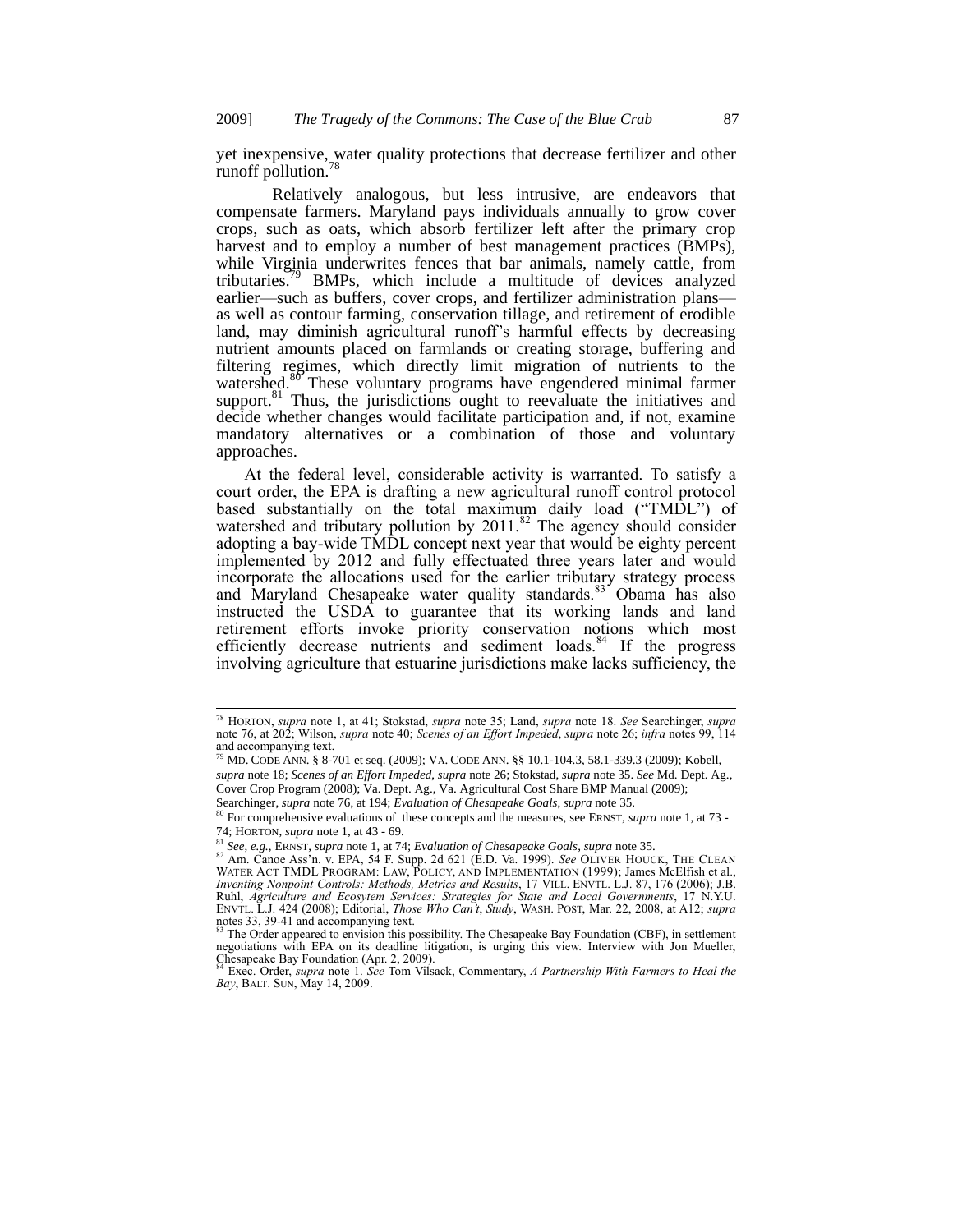yet inexpensive, water quality protections that decrease fertilizer and other runoff pollution.[78]

Relatively analogous, but less intrusive, are endeavors that compensate farmers. Maryland pays individuals annually to grow cover crops, such as oats, which absorb fertilizer left after the primary crop harvest and to employ a number of best management practices (BMPs), while Virginia underwrites fences that bar animals, namely cattle, from tributaries.[79] BMPs, which include a multitude of devices analyzed earlier—such as buffers, cover crops, and fertilizer administration plans—as well as contour farming, conservation tillage, and retirement of erodible land, may diminish agricultural runoff's harmful effects by decreasing nutrient amounts placed on farmlands or creating storage, buffering and filtering regimes, which directly limit migration of nutrients to the watershed.[80] These voluntary programs have engendered minimal farmer support.[81] Thus, the jurisdictions ought to reevaluate the initiatives and decide whether changes would facilitate participation and, if not, examine mandatory alternatives or a combination of those and voluntary approaches.

At the federal level, considerable activity is warranted. To satisfy a court order, the EPA is drafting a new agricultural runoff control protocol based substantially on the total maximum daily load ("TMDL") of watershed and tributary pollution by 2011.[82] The agency should consider adopting a bay-wide TMDL concept next year that would be eighty percent implemented by 2012 and fully effectuated three years later and would incorporate the allocations used for the earlier tributary strategy process and Maryland Chesapeake water quality standards.[83] Obama has also instructed the USDA to guarantee that its working lands and land retirement efforts invoke priority conservation notions which most efficiently decrease nutrients and sediment loads.[84] If the progress involving agriculture that estuarine jurisdictions make lacks sufficiency, the

---

[78] HORTON, *supra* note 1, at 41; Stokstad, *supra* note 35; Land, *supra* note 18. *See* Searchinger, *supra* note 76, at 202; Wilson, *supra* note 40; *Scenes of an Effort Impeded*, *supra* note 26; *infra* notes 99, 114 and accompanying text.

[79] MD. CODE ANN. § 8-701 et seq. (2009); VA. CODE ANN. §§ 10.1-104.3, 58.1-339.3 (2009); Kobell, *supra* note 18; *Scenes of an Effort Impeded*, *supra* note 26; Stokstad, *supra* note 35. *See* Md. Dept. Ag., Cover Crop Program (2008); Va. Dept. Ag., Va. Agricultural Cost Share BMP Manual (2009); Searchinger, *supra* note 76, at 194; *Evaluation of Chesapeake Goals*, *supra* note 35.

[80] For comprehensive evaluations of these concepts and the measures, see ERNST, *supra* note 1, at 73 - 74; HORTON, *supra* note 1, at 43 - 69.

[81] *See, e.g.*, ERNST, *supra* note 1, at 74; *Evaluation of Chesapeake Goals*, *supra* note 35.

[82] Am. Canoe Ass'n. v. EPA, 54 F. Supp. 2d 621 (E.D. Va. 1999). *See* OLIVER HOUCK, THE CLEAN WATER ACT TMDL PROGRAM: LAW, POLICY, AND IMPLEMENTATION (1999); James McElfish et al., *Inventing Nonpoint Controls: Methods, Metrics and Results*, 17 VILL. ENVTL. L.J. 87, 176 (2006); J.B. Ruhl, *Agriculture and Ecosytem Services: Strategies for State and Local Governments*, 17 N.Y.U. ENVTL. L.J. 424 (2008); Editorial, *Those Who Can't*, *Study*, WASH. POST, Mar. 22, 2008, at A12; *supra* notes 33, 39-41 and accompanying text.

[83] The Order appeared to envision this possibility. The Chesapeake Bay Foundation (CBF), in settlement negotiations with EPA on its deadline litigation, is urging this view. Interview with Jon Mueller, Chesapeake Bay Foundation (Apr. 2, 2009).

[84] Exec. Order, *supra* note 1. *See* Tom Vilsack, Commentary, *A Partnership With Farmers to Heal the Bay*, BALT. SUN, May 14, 2009.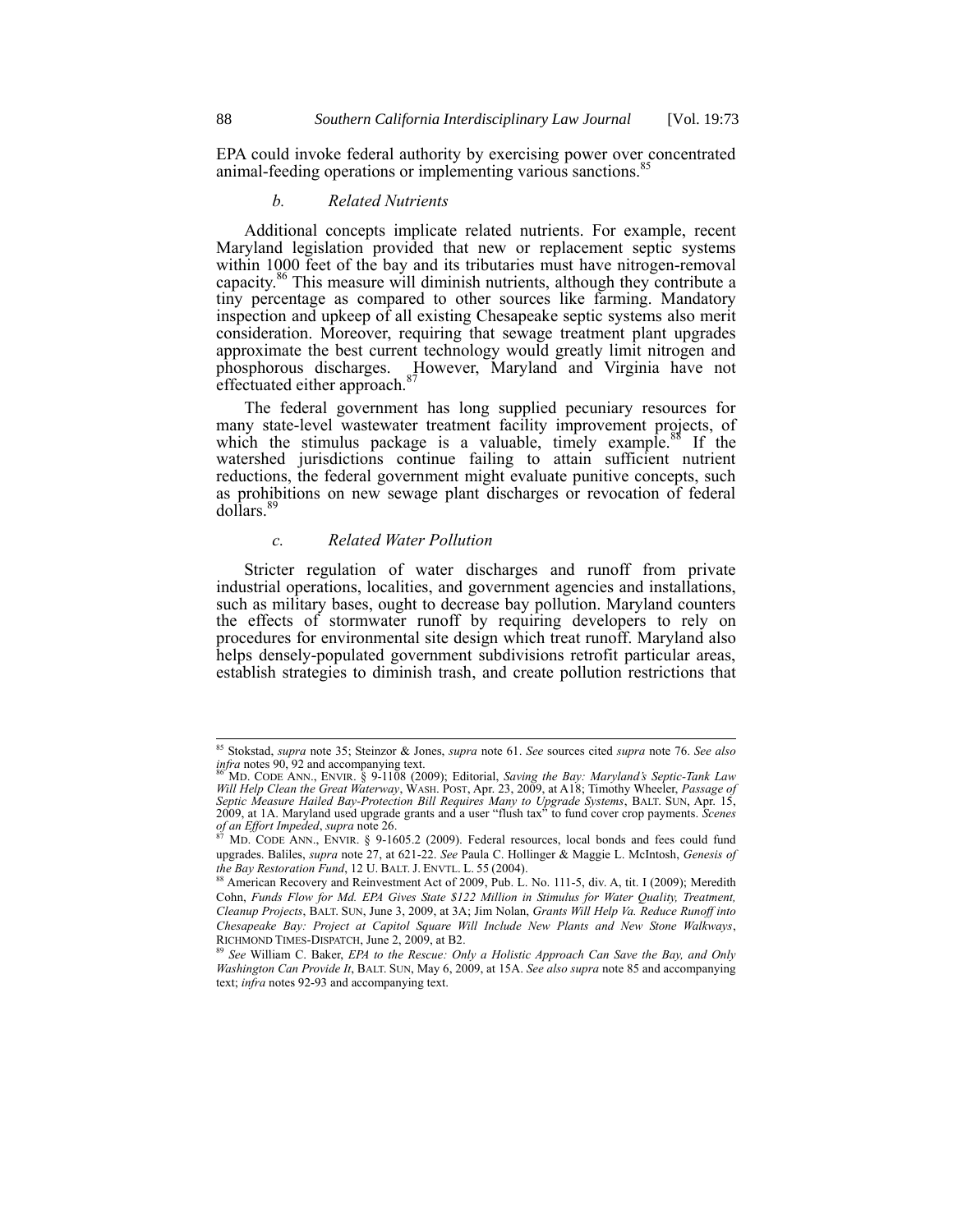EPA could invoke federal authority by exercising power over concentrated animal-feeding operations or implementing various sanctions.[85]

### *b. Related Nutrients*

Additional concepts implicate related nutrients. For example, recent Maryland legislation provided that new or replacement septic systems within 1000 feet of the bay and its tributaries must have nitrogen-removal capacity.[86] This measure will diminish nutrients, although they contribute a tiny percentage as compared to other sources like farming. Mandatory inspection and upkeep of all existing Chesapeake septic systems also merit consideration. Moreover, requiring that sewage treatment plant upgrades approximate the best current technology would greatly limit nitrogen and phosphorous discharges. However, Maryland and Virginia have not effectuated either approach.[87]

The federal government has long supplied pecuniary resources for many state-level wastewater treatment facility improvement projects, of which the stimulus package is a valuable, timely example.[88] If the watershed jurisdictions continue failing to attain sufficient nutrient reductions, the federal government might evaluate punitive concepts, such as prohibitions on new sewage plant discharges or revocation of federal dollars.[89]

### *c. Related Water Pollution*

Stricter regulation of water discharges and runoff from private industrial operations, localities, and government agencies and installations, such as military bases, ought to decrease bay pollution. Maryland counters the effects of stormwater runoff by requiring developers to rely on procedures for environmental site design which treat runoff. Maryland also helps densely-populated government subdivisions retrofit particular areas, establish strategies to diminish trash, and create pollution restrictions that

---

[85] Stokstad, *supra* note 35; Steinzor & Jones, *supra* note 61. *See* sources cited *supra* note 76. *See also infra* notes 90, 92 and accompanying text.

[86] MD. CODE ANN., ENVIR. § 9-1108 (2009); Editorial, *Saving the Bay: Maryland's Septic-Tank Law Will Help Clean the Great Waterway*, WASH. POST, Apr. 23, 2009, at A18; Timothy Wheeler, *Passage of Septic Measure Hailed Bay-Protection Bill Requires Many to Upgrade Systems*, BALT. SUN, Apr. 15, 2009, at 1A. Maryland used upgrade grants and a user "flush tax" to fund cover crop payments. *Scenes of an Effort Impeded*, *supra* note 26.

[87] MD. CODE ANN., ENVIR. § 9-1605.2 (2009). Federal resources, local bonds and fees could fund upgrades. Baliles, *supra* note 27, at 621-22. *See* Paula C. Hollinger & Maggie L. McIntosh, *Genesis of the Bay Restoration Fund*, 12 U. BALT. J. ENVTL. L. 55 (2004).

[88] American Recovery and Reinvestment Act of 2009, Pub. L. No. 111-5, div. A, tit. I (2009); Meredith Cohn, *Funds Flow for Md. EPA Gives State $122 Million in Stimulus for Water Quality, Treatment, Cleanup Projects*, BALT. SUN, June 3, 2009, at 3A; Jim Nolan, *Grants Will Help Va. Reduce Runoff into Chesapeake Bay: Project at Capitol Square Will Include New Plants and New Stone Walkways*, RICHMOND TIMES-DISPATCH, June 2, 2009, at B2.

[89] *See* William C. Baker, *EPA to the Rescue: Only a Holistic Approach Can Save the Bay, and Only Washington Can Provide It*, BALT. SUN, May 6, 2009, at 15A. *See also supra* note 85 and accompanying text; *infra* notes 92-93 and accompanying text.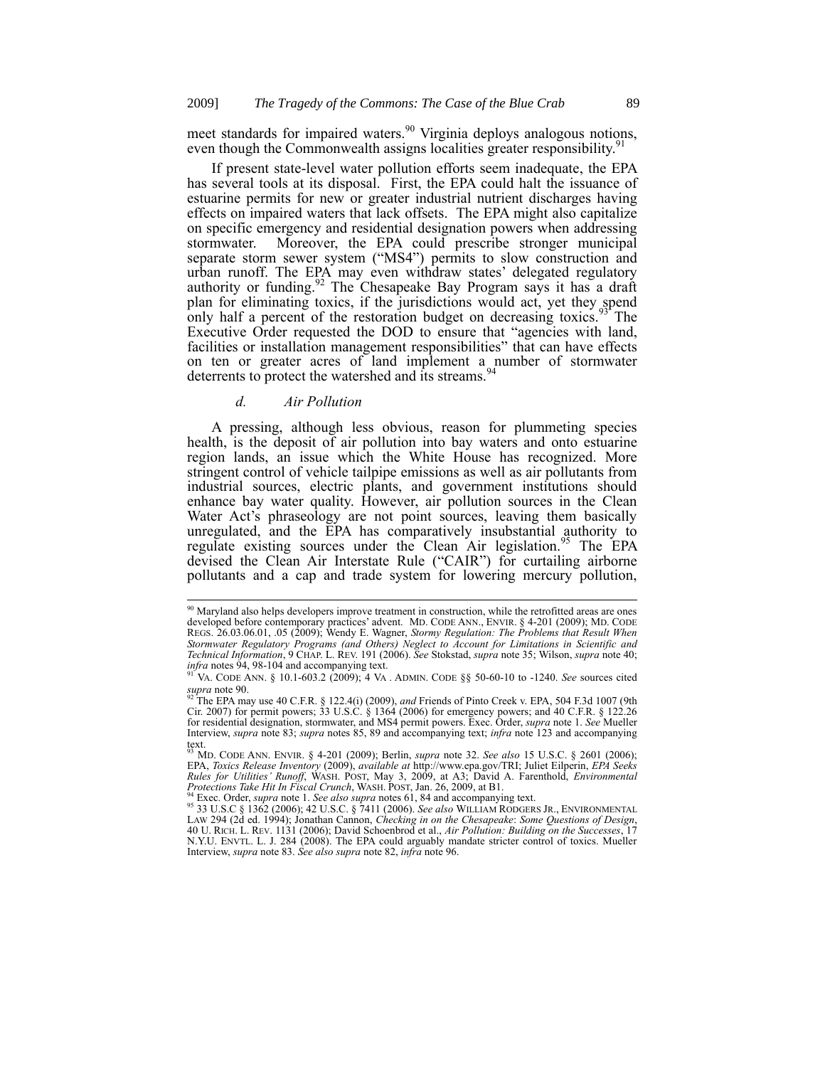meet standards for impaired waters.[90] Virginia deploys analogous notions, even though the Commonwealth assigns localities greater responsibility.[91]

If present state-level water pollution efforts seem inadequate, the EPA has several tools at its disposal. First, the EPA could halt the issuance of estuarine permits for new or greater industrial nutrient discharges having effects on impaired waters that lack offsets. The EPA might also capitalize on specific emergency and residential designation powers when addressing stormwater. Moreover, the EPA could prescribe stronger municipal separate storm sewer system ("MS4") permits to slow construction and urban runoff. The EPA may even withdraw states' delegated regulatory authority or funding.[92] The Chesapeake Bay Program says it has a draft plan for eliminating toxics, if the jurisdictions would act, yet they spend only half a percent of the restoration budget on decreasing toxics.[93] The Executive Order requested the DOD to ensure that "agencies with land, facilities or installation management responsibilities" that can have effects on ten or greater acres of land implement a number of stormwater deterrents to protect the watershed and its streams.[94]

#### *d. Air Pollution*

A pressing, although less obvious, reason for plummeting species health, is the deposit of air pollution into bay waters and onto estuarine region lands, an issue which the White House has recognized. More stringent control of vehicle tailpipe emissions as well as air pollutants from industrial sources, electric plants, and government institutions should enhance bay water quality. However, air pollution sources in the Clean Water Act's phraseology are not point sources, leaving them basically unregulated, and the EPA has comparatively insubstantial authority to regulate existing sources under the Clean Air legislation.[95] The EPA devised the Clean Air Interstate Rule ("CAIR") for curtailing airborne pollutants and a cap and trade system for lowering mercury pollution,

---

[90] Maryland also helps developers improve treatment in construction, while the retrofitted areas are ones developed before contemporary practices' advent. MD. CODE ANN., ENVIR. § 4-201 (2009); MD. CODE REGS. 26.03.06.01, .05 (2009); Wendy E. Wagner, *Stormy Regulation: The Problems that Result When Stormwater Regulatory Programs (and Others) Neglect to Account for Limitations in Scientific and Technical Information*, 9 CHAP. L. REV. 191 (2006). *See* Stokstad, *supra* note 35; Wilson, *supra* note 40; *infra* notes 94, 98-104 and accompanying text.

[91] VA. CODE ANN. § 10.1-603.2 (2009); 4 VA . ADMIN. CODE §§ 50-60-10 to -1240. *See* sources cited *supra* note 90.

[92] The EPA may use 40 C.F.R. § 122.4(i) (2009), *and* Friends of Pinto Creek v. EPA, 504 F.3d 1007 (9th Cir. 2007) for permit powers; 33 U.S.C. § 1364 (2006) for emergency powers; and 40 C.F.R. § 122.26 for residential designation, stormwater, and MS4 permit powers. Exec. Order, *supra* note 1. *See* Mueller Interview, *supra* note 83; *supra* notes 85, 89 and accompanying text; *infra* note 123 and accompanying text.

[93] MD. CODE ANN. ENVIR. § 4-201 (2009); Berlin, *supra* note 32. *See also* 15 U.S.C. § 2601 (2006); EPA, *Toxics Release Inventory* (2009), *available at* http://www.epa.gov/TRI; Juliet Eilperin, *EPA Seeks Rules for Utilities' Runoff*, WASH. POST, May 3, 2009, at A3; David A. Farenthold, *Environmental Protections Take Hit In Fiscal Crunch*, WASH. POST, Jan. 26, 2009, at B1.

[94] Exec. Order, *supra* note 1. *See also supra* notes 61, 84 and accompanying text.

[95] 33 U.S.C § 1362 (2006); 42 U.S.C. § 7411 (2006). *See also* WILLIAM RODGERS JR., ENVIRONMENTAL LAW 294 (2d ed. 1994); Jonathan Cannon, *Checking in on the Chesapeake*: *Some Questions of Design*, 40 U. RICH. L. REV. 1131 (2006); David Schoenbrod et al., *Air Pollution: Building on the Successes*, 17 N.Y.U. ENVTL. L. J. 284 (2008). The EPA could arguably mandate stricter control of toxics. Mueller Interview, *supra* note 83. *See also supra* note 82, *infra* note 96.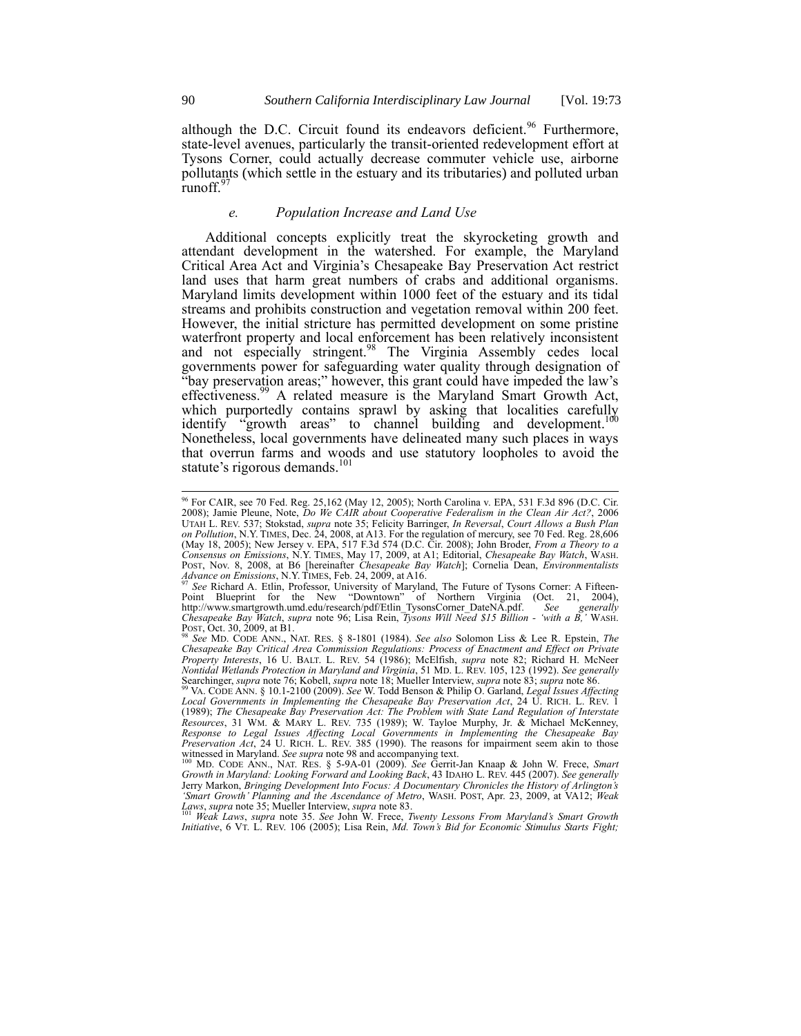although the D.C. Circuit found its endeavors deficient.[96] Furthermore, state-level avenues, particularly the transit-oriented redevelopment effort at Tysons Corner, could actually decrease commuter vehicle use, airborne pollutants (which settle in the estuary and its tributaries) and polluted urban runoff.[97]

### *e. Population Increase and Land Use*

Additional concepts explicitly treat the skyrocketing growth and attendant development in the watershed. For example, the Maryland Critical Area Act and Virginia's Chesapeake Bay Preservation Act restrict land uses that harm great numbers of crabs and additional organisms. Maryland limits development within 1000 feet of the estuary and its tidal streams and prohibits construction and vegetation removal within 200 feet. However, the initial stricture has permitted development on some pristine waterfront property and local enforcement has been relatively inconsistent and not especially stringent.[98] The Virginia Assembly cedes local governments power for safeguarding water quality through designation of "bay preservation areas;" however, this grant could have impeded the law's effectiveness.[99] A related measure is the Maryland Smart Growth Act, which purportedly contains sprawl by asking that localities carefully identify "growth areas" to channel building and development.[100] Nonetheless, local governments have delineated many such places in ways that overrun farms and woods and use statutory loopholes to avoid the statute's rigorous demands.[101]

---

[96] For CAIR, see 70 Fed. Reg. 25,162 (May 12, 2005); North Carolina v. EPA, 531 F.3d 896 (D.C. Cir. 2008); Jamie Pleune, Note, *Do We CAIR about Cooperative Federalism in the Clean Air Act?*, 2006 UTAH L. REV. 537; Stokstad, *supra* note 35; Felicity Barringer, *In Reversal, Court Allows a Bush Plan on Pollution*, N.Y. TIMES, Dec. 24, 2008, at A13. For the regulation of mercury, see 70 Fed. Reg. 28,606 (May 18, 2005); New Jersey v. EPA, 517 F.3d 574 (D.C. Cir. 2008); John Broder, *From a Theory to a Consensus on Emissions*, N.Y. TIMES, May 17, 2009, at A1; Editorial, *Chesapeake Bay Watch*, WASH. POST, Nov. 8, 2008, at B6 [hereinafter *Chesapeake Bay Watch*]; Cornelia Dean, *Environmentalists Advance on Emissions*, N.Y. TIMES, Feb. 24, 2009, at A16.

[97] *See* Richard A. Etlin, Professor, University of Maryland, The Future of Tysons Corner: A Fifteen-Point Blueprint for the New "Downtown" of Northern Virginia (Oct. 21, 2004), http://www.smartgrowth.umd.edu/research/pdf/Etlin_TysonsCorner_DateNA.pdf. *See generally Chesapeake Bay Watch*, *supra* note 96; Lisa Rein, *Tysons Will Need $15 Billion - 'with a B,'* WASH. POST, Oct. 30, 2009, at B1.

[98] *See* MD. CODE ANN., NAT. RES. § 8-1801 (1984). *See also* Solomon Liss & Lee R. Epstein, *The Chesapeake Bay Critical Area Commission Regulations: Process of Enactment and Effect on Private Property Interests*, 16 U. BALT. L. REV. 54 (1986); McElfish, *supra* note 82; Richard H. McNeer *Nontidal Wetlands Protection in Maryland and Virginia*, 51 MD. L. REV. 105, 123 (1992). *See generally* Searchinger, *supra* note 76; Kobell, *supra* note 18; Mueller Interview, *supra* note 83; *supra* note 86.

[99] VA. CODE ANN. § 10.1-2100 (2009). *See* W. Todd Benson & Philip O. Garland, *Legal Issues Affecting Local Governments in Implementing the Chesapeake Bay Preservation Act*, 24 U. RICH. L. REV. 1 (1989); *The Chesapeake Bay Preservation Act: The Problem with State Land Regulation of Interstate Resources*, 31 WM. & MARY L. REV. 735 (1989); W. Tayloe Murphy, Jr. & Michael McKenney, *Response to Legal Issues Affecting Local Governments in Implementing the Chesapeake Bay Preservation Act*, 24 U. RICH. L. REV. 385 (1990). The reasons for impairment seem akin to those witnessed in Maryland. *See supra* note 98 and accompanying text.

[100] MD. CODE ANN., NAT. RES. § 5-9A-01 (2009). *See* Gerrit-Jan Knaap & John W. Frece, *Smart Growth in Maryland: Looking Forward and Looking Back*, 43 IDAHO L. REV. 445 (2007). *See generally* Jerry Markon, *Bringing Development Into Focus: A Documentary Chronicles the History of Arlington's 'Smart Growth' Planning and the Ascendance of Metro*, WASH. POST, Apr. 23, 2009, at VA12; *Weak Laws*, *supra* note 35; Mueller Interview, *supra* note 83.

[101] *Weak Laws*, *supra* note 35. *See* John W. Frece, *Twenty Lessons From Maryland's Smart Growth Initiative*, 6 VT. L. REV. 106 (2005); Lisa Rein, *Md. Town's Bid for Economic Stimulus Starts Fight;*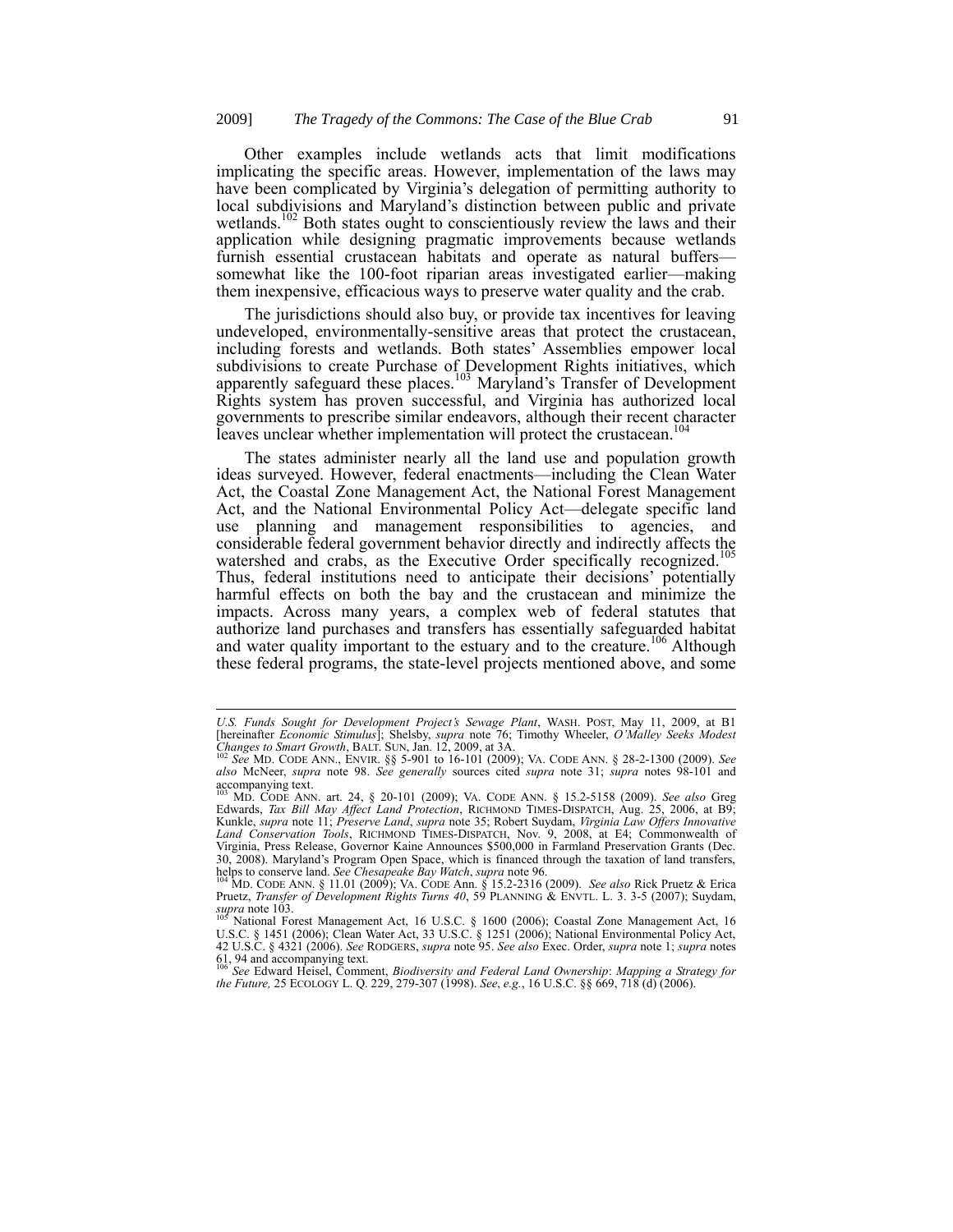Other examples include wetlands acts that limit modifications implicating the specific areas. However, implementation of the laws may have been complicated by Virginia's delegation of permitting authority to local subdivisions and Maryland's distinction between public and private wetlands.[102] Both states ought to conscientiously review the laws and their application while designing pragmatic improvements because wetlands furnish essential crustacean habitats and operate as natural buffers—somewhat like the 100-foot riparian areas investigated earlier—making them inexpensive, efficacious ways to preserve water quality and the crab.

The jurisdictions should also buy, or provide tax incentives for leaving undeveloped, environmentally-sensitive areas that protect the crustacean, including forests and wetlands. Both states' Assemblies empower local subdivisions to create Purchase of Development Rights initiatives, which apparently safeguard these places.[103] Maryland's Transfer of Development Rights system has proven successful, and Virginia has authorized local governments to prescribe similar endeavors, although their recent character leaves unclear whether implementation will protect the crustacean.[104]

The states administer nearly all the land use and population growth ideas surveyed. However, federal enactments—including the Clean Water Act, the Coastal Zone Management Act, the National Forest Management Act, and the National Environmental Policy Act—delegate specific land use planning and management responsibilities to agencies, and considerable federal government behavior directly and indirectly affects the watershed and crabs, as the Executive Order specifically recognized.[105] Thus, federal institutions need to anticipate their decisions' potentially harmful effects on both the bay and the crustacean and minimize the impacts. Across many years, a complex web of federal statutes that authorize land purchases and transfers has essentially safeguarded habitat and water quality important to the estuary and to the creature.[106] Although these federal programs, the state-level projects mentioned above, and some

---

*U.S. Funds Sought for Development Project's Sewage Plant*, WASH. POST, May 11, 2009, at B1 [hereinafter *Economic Stimulus*]; Shelsby, *supra* note 76; Timothy Wheeler, *O'Malley Seeks Modest Changes to Smart Growth*, BALT. SUN, Jan. 12, 2009, at 3A.

[102] *See* MD. CODE ANN., ENVIR. §§ 5-901 to 16-101 (2009); VA. CODE ANN. § 28-2-1300 (2009). *See also* McNeer, *supra* note 98. *See generally* sources cited *supra* note 31; *supra* notes 98-101 and accompanying text.

[103] MD. CODE ANN. art. 24, § 20-101 (2009); VA. CODE ANN. § 15.2-5158 (2009). *See also* Greg Edwards, *Tax Bill May Affect Land Protection*, RICHMOND TIMES-DISPATCH, Aug. 25, 2006, at B9; Kunkle, *supra* note 11; *Preserve Land*, *supra* note 35; Robert Suydam, *Virginia Law Offers Innovative Land Conservation Tools*, RICHMOND TIMES-DISPATCH, Nov. 9, 2008, at E4; Commonwealth of Virginia, Press Release, Governor Kaine Announces $500,000 in Farmland Preservation Grants (Dec. 30, 2008). Maryland's Program Open Space, which is financed through the taxation of land transfers, helps to conserve land. *See Chesapeake Bay Watch*, *supra* note 96.

[104] MD. CODE ANN. § 11.01 (2009); VA. CODE Ann. § 15.2-2316 (2009). *See also* Rick Pruetz & Erica Pruetz, *Transfer of Development Rights Turns 40*, 59 PLANNING & ENVTL. L. 3. 3-5 (2007); Suydam, *supra* note 103.

[105] National Forest Management Act, 16 U.S.C. § 1600 (2006); Coastal Zone Management Act, 16 U.S.C. § 1451 (2006); Clean Water Act, 33 U.S.C. § 1251 (2006); National Environmental Policy Act, 42 U.S.C. § 4321 (2006). *See* RODGERS, *supra* note 95. *See also* Exec. Order, *supra* note 1; *supra* notes 61, 94 and accompanying text.

[106] *See* Edward Heisel, Comment, *Biodiversity and Federal Land Ownership*: *Mapping a Strategy for the Future,* 25 ECOLOGY L. Q. 229, 279-307 (1998). *See*, *e.g.*, 16 U.S.C. §§ 669, 718 (d) (2006).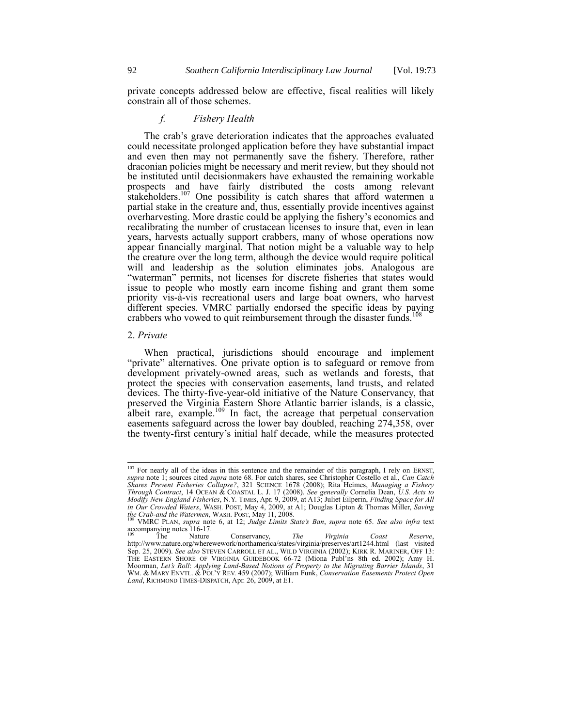private concepts addressed below are effective, fiscal realities will likely constrain all of those schemes.

#### *f. Fishery Health*

The crab's grave deterioration indicates that the approaches evaluated could necessitate prolonged application before they have substantial impact and even then may not permanently save the fishery. Therefore, rather draconian policies might be necessary and merit review, but they should not be instituted until decisionmakers have exhausted the remaining workable prospects and have fairly distributed the costs among relevant stakeholders.[107] One possibility is catch shares that afford watermen a partial stake in the creature and, thus, essentially provide incentives against overharvesting. More drastic could be applying the fishery's economics and recalibrating the number of crustacean licenses to insure that, even in lean years, harvests actually support crabbers, many of whose operations now appear financially marginal. That notion might be a valuable way to help the creature over the long term, although the device would require political will and leadership as the solution eliminates jobs. Analogous are "waterman" permits, not licenses for discrete fisheries that states would issue to people who mostly earn income fishing and grant them some priority vis-à-vis recreational users and large boat owners, who harvest different species. VMRC partially endorsed the specific ideas by paying crabbers who vowed to quit reimbursement through the disaster funds.[108]

### 2. *Private*

When practical, jurisdictions should encourage and implement "private" alternatives. One private option is to safeguard or remove from development privately-owned areas, such as wetlands and forests, that protect the species with conservation easements, land trusts, and related devices. The thirty-five-year-old initiative of the Nature Conservancy, that preserved the Virginia Eastern Shore Atlantic barrier islands, is a classic, albeit rare, example.[109] In fact, the acreage that perpetual conservation easements safeguard across the lower bay doubled, reaching 274,358, over the twenty-first century's initial half decade, while the measures protected

---

[107] For nearly all of the ideas in this sentence and the remainder of this paragraph, I rely on ERNST, *supra* note 1; sources cited *supra* note 68. For catch shares, see Christopher Costello et al., *Can Catch Shares Prevent Fisheries Collapse?*, 321 SCIENCE 1678 (2008); Rita Heimes, *Managing a Fishery Through Contract*, 14 OCEAN & COASTAL L. J. 17 (2008). *See generally* Cornelia Dean, *U.S. Acts to Modify New England Fisheries*, N.Y. TIMES, Apr. 9, 2009, at A13; Juliet Eilperin, *Finding Space for All in Our Crowded Waters*, WASH. POST, May 4, 2009, at A1; Douglas Lipton & Thomas Miller, *Saving the Crab-and the Watermen*, WASH. POST, May 11, 2008.

[108] VMRC PLAN, *supra* note 6, at 12; *Judge Limits State's Ban*, *supra* note 65. *See also infra* text accompanying notes 116-17.

[109] The Nature Conservancy, *The Virginia Coast Reserve*, http://www.nature.org/wherewework/northamerica/states/virginia/preserves/art1244.html (last visited Sep. 25, 2009). *See also* STEVEN CARROLL ET AL., WILD VIRGINIA (2002); KIRK R. MARINER, OFF 13: THE EASTERN SHORE OF VIRGINIA GUIDEBOOK 66-72 (Miona Publ'ns 8th ed. 2002); Amy H. Moorman, *Let's Roll*: *Applying Land-Based Notions of Property to the Migrating Barrier Islands*, 31 WM. & MARY ENVTL. & POL'Y REV. 459 (2007); William Funk, *Conservation Easements Protect Open Land*, RICHMOND TIMES-DISPATCH, Apr. 26, 2009, at E1.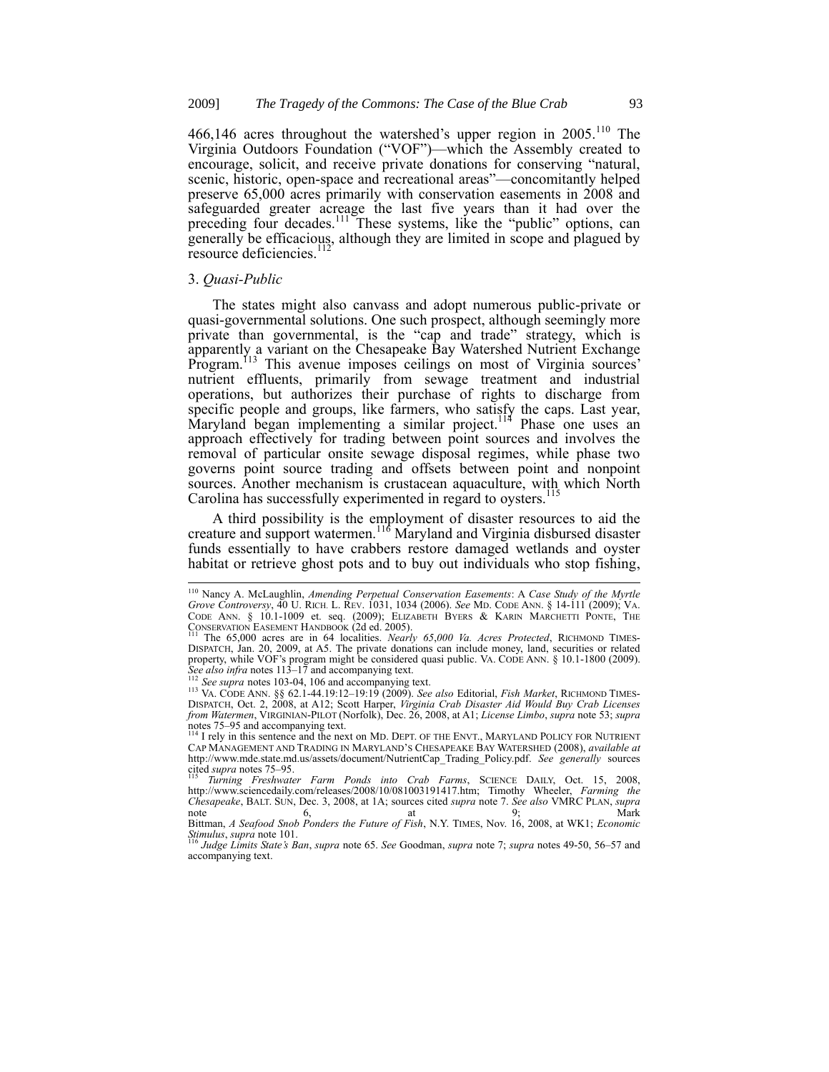466,146 acres throughout the watershed's upper region in 2005.[110] The Virginia Outdoors Foundation ("VOF")—which the Assembly created to encourage, solicit, and receive private donations for conserving "natural, scenic, historic, open-space and recreational areas"—concomitantly helped preserve 65,000 acres primarily with conservation easements in 2008 and safeguarded greater acreage the last five years than it had over the preceding four decades.[111] These systems, like the "public" options, can generally be efficacious, although they are limited in scope and plagued by resource deficiencies.[112]

### 3. *Quasi-Public*

The states might also canvass and adopt numerous public-private or quasi-governmental solutions. One such prospect, although seemingly more private than governmental, is the "cap and trade" strategy, which is apparently a variant on the Chesapeake Bay Watershed Nutrient Exchange Program.[113] This avenue imposes ceilings on most of Virginia sources' nutrient effluents, primarily from sewage treatment and industrial operations, but authorizes their purchase of rights to discharge from specific people and groups, like farmers, who satisfy the caps. Last year, Maryland began implementing a similar project.[114] Phase one uses an approach effectively for trading between point sources and involves the removal of particular onsite sewage disposal regimes, while phase two governs point source trading and offsets between point and nonpoint sources. Another mechanism is crustacean aquaculture, with which North Carolina has successfully experimented in regard to oysters.[115]

A third possibility is the employment of disaster resources to aid the creature and support watermen.[116] Maryland and Virginia disbursed disaster funds essentially to have crabbers restore damaged wetlands and oyster habitat or retrieve ghost pots and to buy out individuals who stop fishing,

---

[110] Nancy A. McLaughlin, *Amending Perpetual Conservation Easements*: A *Case Study of the Myrtle Grove Controversy*, 40 U. RICH. L. REV. 1031, 1034 (2006). *See* MD. CODE ANN. § 14-111 (2009); VA. CODE ANN. § 10.1-1009 et. seq. (2009); ELIZABETH BYERS & KARIN MARCHETTI PONTE, THE CONSERVATION EASEMENT HANDBOOK (2d ed. 2005).

[111] The 65,000 acres are in 64 localities. *Nearly 65,000 Va. Acres Protected*, RICHMOND TIMES-DISPATCH, Jan. 20, 2009, at A5. The private donations can include money, land, securities or related property, while VOF's program might be considered quasi public. VA. CODE ANN. § 10.1-1800 (2009). *See also infra* notes 113–17 and accompanying text.

[112] *See supra* notes 103-04, 106 and accompanying text.

[113] VA. CODE ANN. §§ 62.1-44.19:12–19:19 (2009). *See also* Editorial, *Fish Market*, RICHMOND TIMES-DISPATCH, Oct. 2, 2008, at A12; Scott Harper, *Virginia Crab Disaster Aid Would Buy Crab Licenses from Watermen*, VIRGINIAN-PILOT (Norfolk), Dec. 26, 2008, at A1; *License Limbo*, *supra* note 53; *supra* notes 75–95 and accompanying text.

[114] I rely in this sentence and the next on MD. DEPT. OF THE ENVT., MARYLAND POLICY FOR NUTRIENT CAP MANAGEMENT AND TRADING IN MARYLAND'S CHESAPEAKE BAY WATERSHED (2008), *available at* http://www.mde.state.md.us/assets/document/NutrientCap_Trading_Policy.pdf. *See generally* sources cited *supra* notes 75–95.

[115] *Turning Freshwater Farm Ponds into Crab Farms*, SCIENCE DAILY, Oct. 15, 2008, http://www.sciencedaily.com/releases/2008/10/081003191417.htm; Timothy Wheeler, *Farming the Chesapeake*, BALT. SUN, Dec. 3, 2008, at 1A; sources cited *supra* note 7. *See also* VMRC PLAN, *supra* note 6, at 9; Mark Bittman, *A Seafood Snob Ponders the Future of Fish*, N.Y. TIMES, Nov. 16, 2008, at WK1; *Economic Stimulus*, *supra* note 101.

[116] *Judge Limits State's Ban*, *supra* note 65. *See* Goodman, *supra* note 7; *supra* notes 49-50, 56–57 and accompanying text.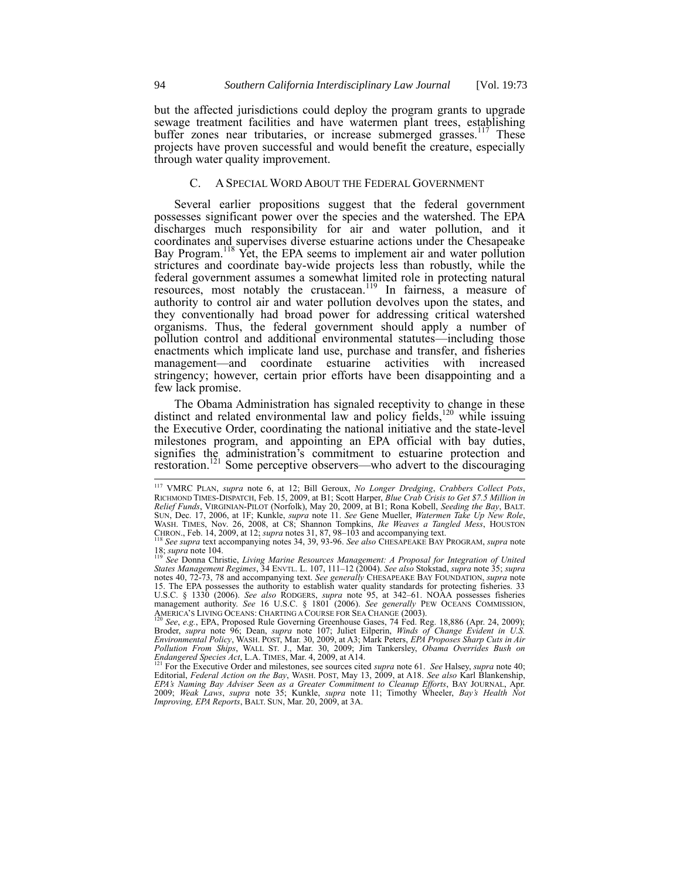but the affected jurisdictions could deploy the program grants to upgrade sewage treatment facilities and have watermen plant trees, establishing buffer zones near tributaries, or increase submerged grasses.[117] These projects have proven successful and would benefit the creature, especially through water quality improvement.

### C. A SPECIAL WORD ABOUT THE FEDERAL GOVERNMENT

Several earlier propositions suggest that the federal government possesses significant power over the species and the watershed. The EPA discharges much responsibility for air and water pollution, and it coordinates and supervises diverse estuarine actions under the Chesapeake Bay Program.[118] Yet, the EPA seems to implement air and water pollution strictures and coordinate bay-wide projects less than robustly, while the federal government assumes a somewhat limited role in protecting natural resources, most notably the crustacean.[119] In fairness, a measure of authority to control air and water pollution devolves upon the states, and they conventionally had broad power for addressing critical watershed organisms. Thus, the federal government should apply a number of pollution control and additional environmental statutes—including those enactments which implicate land use, purchase and transfer, and fisheries management—and coordinate estuarine activities with increased stringency; however, certain prior efforts have been disappointing and a few lack promise.

The Obama Administration has signaled receptivity to change in these distinct and related environmental law and policy fields,[120] while issuing the Executive Order, coordinating the national initiative and the state-level milestones program, and appointing an EPA official with bay duties, signifies the administration's commitment to estuarine protection and restoration.[121] Some perceptive observers—who advert to the discouraging

---

[117] VMRC PLAN, *supra* note 6, at 12; Bill Geroux, *No Longer Dredging*, *Crabbers Collect Pots*, RICHMOND TIMES-DISPATCH, Feb. 15, 2009, at B1; Scott Harper, *Blue Crab Crisis to Get $7.5 Million in Relief Funds*, VIRGINIAN-PILOT (Norfolk), May 20, 2009, at B1; Rona Kobell, *Seeding the Bay*, BALT. SUN, Dec. 17, 2006, at 1F; Kunkle, *supra* note 11. *See* Gene Mueller, *Watermen Take Up New Role*, WASH. TIMES, Nov. 26, 2008, at C8; Shannon Tompkins, *Ike Weaves a Tangled Mess*, HOUSTON CHRON., Feb. 14, 2009, at 12; *supra* notes 31, 87, 98–103 and accompanying text.

[118] *See supra* text accompanying notes 34, 39, 93-96. *See also* CHESAPEAKE BAY PROGRAM, *supra* note 18; *supra* note 104.

[119] *See* Donna Christie, *Living Marine Resources Management: A Proposal for Integration of United States Management Regimes*, 34 ENVTL. L. 107, 111–12 (2004). *See also* Stokstad, *supra* note 35; *supra* notes 40, 72-73, 78 and accompanying text. *See generally* CHESAPEAKE BAY FOUNDATION, *supra* note 15. The EPA possesses the authority to establish water quality standards for protecting fisheries. 33 U.S.C. § 1330 (2006). *See also* RODGERS, *supra* note 95, at 342–61. NOAA possesses fisheries management authority. *See* 16 U.S.C. § 1801 (2006). *See generally* PEW OCEANS COMMISSION, AMERICA'S LIVING OCEANS: CHARTING A COURSE FOR SEA CHANGE (2003).

[120] *See*, *e.g.*, EPA, Proposed Rule Governing Greenhouse Gases, 74 Fed. Reg. 18,886 (Apr. 24, 2009); Broder, *supra* note 96; Dean, *supra* note 107; Juliet Eilperin, *Winds of Change Evident in U.S. Environmental Policy*, WASH. POST, Mar. 30, 2009, at A3; Mark Peters, *EPA Proposes Sharp Cuts in Air Pollution From Ships*, WALL ST. J., Mar. 30, 2009; Jim Tankersley, *Obama Overrides Bush on Endangered Species Act*, L.A. TIMES, Mar. 4, 2009, at A14.

[121] For the Executive Order and milestones, see sources cited *supra* note 61. *See* Halsey, *supra* note 40; Editorial, *Federal Action on the Bay*, WASH. POST, May 13, 2009, at A18. *See also* Karl Blankenship, *EPA's Naming Bay Adviser Seen as a Greater Commitment to Cleanup Efforts*, BAY JOURNAL, Apr. 2009; *Weak Laws*, *supra* note 35; Kunkle, *supra* note 11; Timothy Wheeler, *Bay's Health Not Improving, EPA Reports*, BALT. SUN, Mar. 20, 2009, at 3A.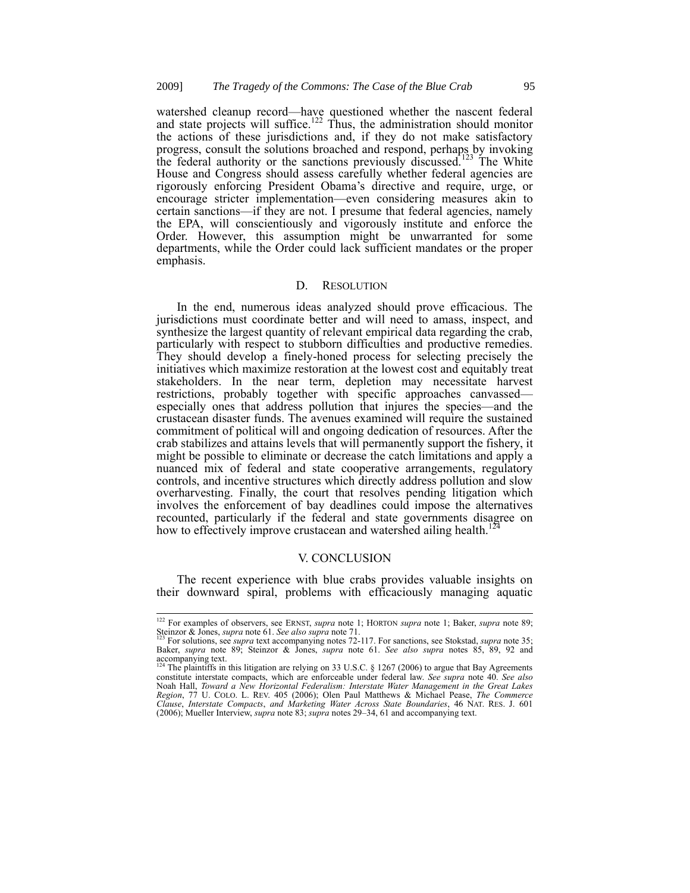watershed cleanup record—have questioned whether the nascent federal and state projects will suffice.[122] Thus, the administration should monitor the actions of these jurisdictions and, if they do not make satisfactory progress, consult the solutions broached and respond, perhaps by invoking the federal authority or the sanctions previously discussed.[123] The White House and Congress should assess carefully whether federal agencies are rigorously enforcing President Obama's directive and require, urge, or encourage stricter implementation—even considering measures akin to certain sanctions—if they are not. I presume that federal agencies, namely the EPA, will conscientiously and vigorously institute and enforce the Order. However, this assumption might be unwarranted for some departments, while the Order could lack sufficient mandates or the proper emphasis.

### D. RESOLUTION

In the end, numerous ideas analyzed should prove efficacious. The jurisdictions must coordinate better and will need to amass, inspect, and synthesize the largest quantity of relevant empirical data regarding the crab, particularly with respect to stubborn difficulties and productive remedies. They should develop a finely-honed process for selecting precisely the initiatives which maximize restoration at the lowest cost and equitably treat stakeholders. In the near term, depletion may necessitate harvest restrictions, probably together with specific approaches canvassed—especially ones that address pollution that injures the species—and the crustacean disaster funds. The avenues examined will require the sustained commitment of political will and ongoing dedication of resources. After the crab stabilizes and attains levels that will permanently support the fishery, it might be possible to eliminate or decrease the catch limitations and apply a nuanced mix of federal and state cooperative arrangements, regulatory controls, and incentive structures which directly address pollution and slow overharvesting. Finally, the court that resolves pending litigation which involves the enforcement of bay deadlines could impose the alternatives recounted, particularly if the federal and state governments disagree on how to effectively improve crustacean and watershed ailing health.[124]

## V. CONCLUSION

The recent experience with blue crabs provides valuable insights on their downward spiral, problems with efficaciously managing aquatic

---

[122] For examples of observers, see ERNST, *supra* note 1; HORTON *supra* note 1; Baker, *supra* note 89; Steinzor & Jones, *supra* note 61. *See also supra* note 71.

[123] For solutions, see *supra* text accompanying notes 72-117. For sanctions, see Stokstad, *supra* note 35; Baker, *supra* note 89; Steinzor & Jones, *supra* note 61. *See also supra* notes 85, 89, 92 and accompanying text.

[124] The plaintiffs in this litigation are relying on 33 U.S.C. § 1267 (2006) to argue that Bay Agreements constitute interstate compacts, which are enforceable under federal law. *See supra* note 40. *See also* Noah Hall, *Toward a New Horizontal Federalism: Interstate Water Management in the Great Lakes Region*, 77 U. COLO. L. REV. 405 (2006); Olen Paul Matthews & Michael Pease, *The Commerce Clause*, *Interstate Compacts*, *and Marketing Water Across State Boundaries*, 46 NAT. RES. J. 601 (2006); Mueller Interview, *supra* note 83; *supra* notes 29–34, 61 and accompanying text.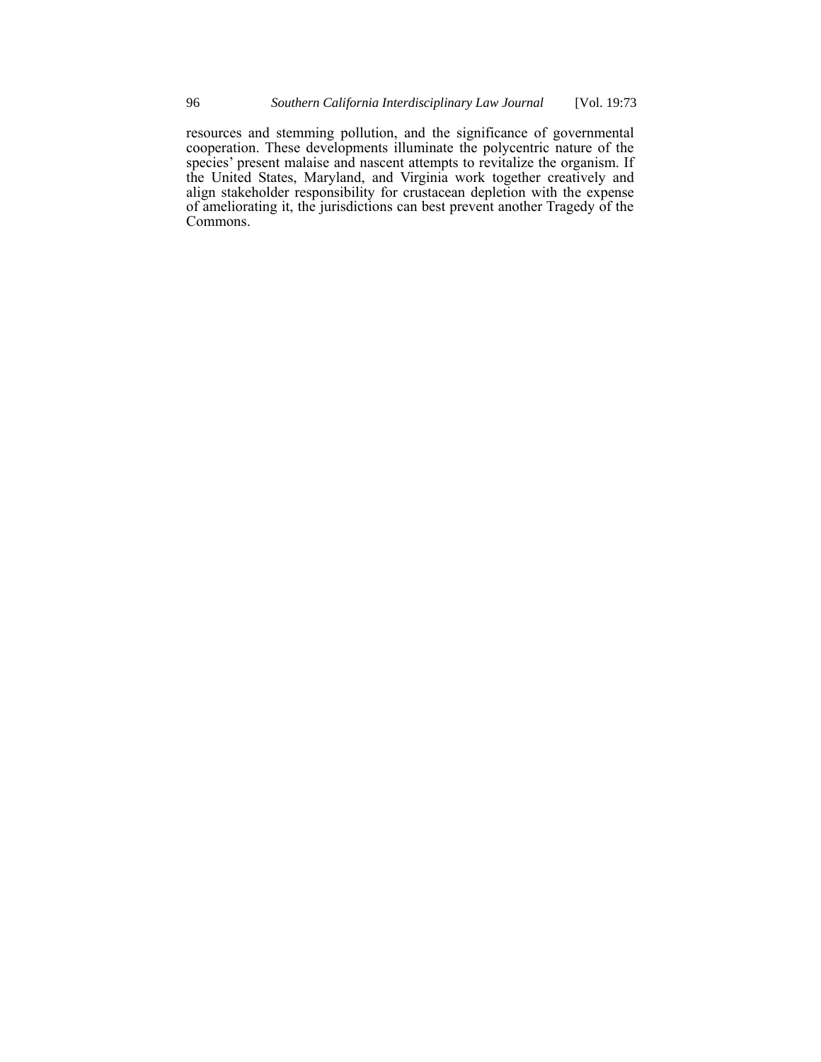resources and stemming pollution, and the significance of governmental cooperation. These developments illuminate the polycentric nature of the species' present malaise and nascent attempts to revitalize the organism. If the United States, Maryland, and Virginia work together creatively and align stakeholder responsibility for crustacean depletion with the expense of ameliorating it, the jurisdictions can best prevent another Tragedy of the Commons.